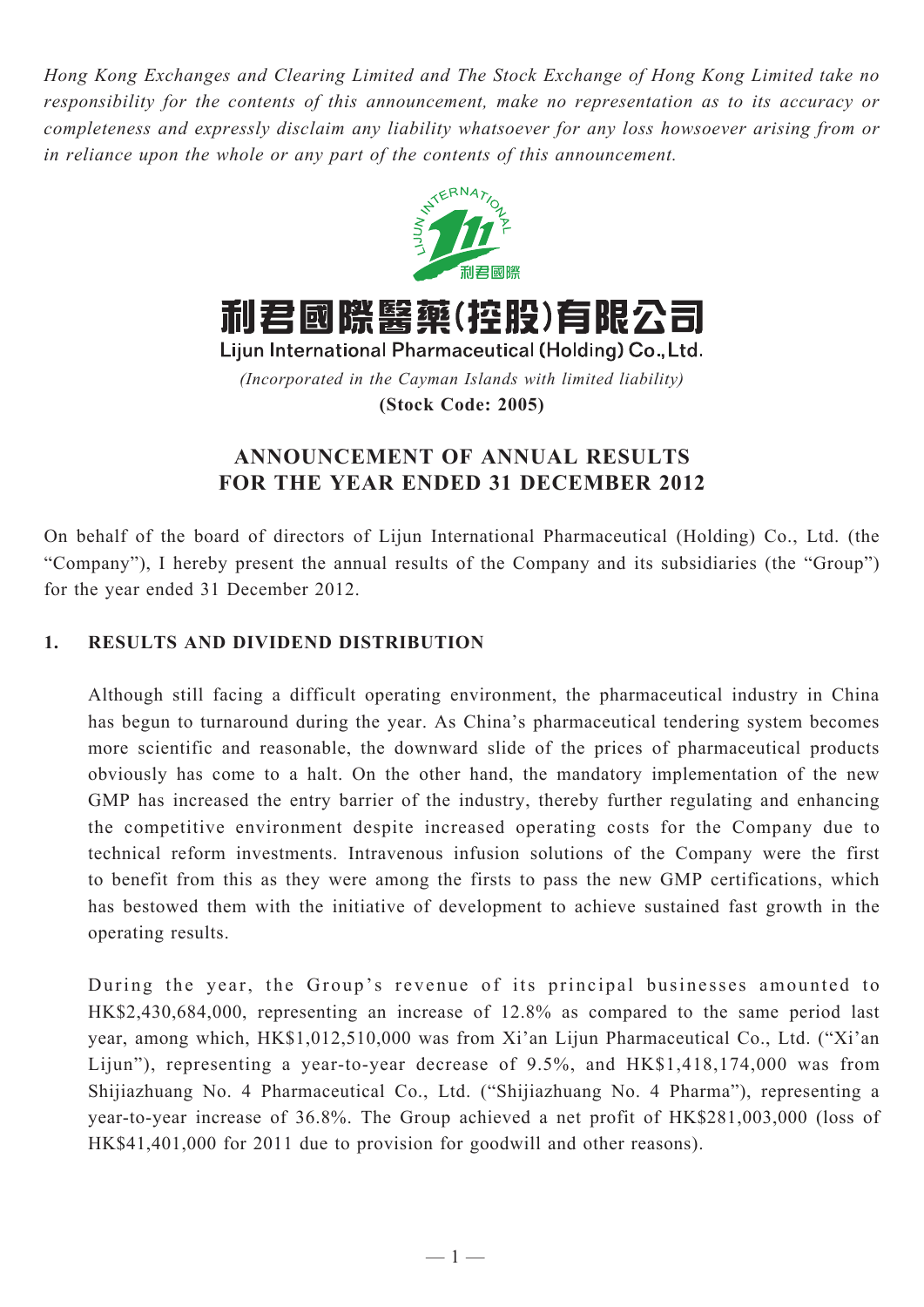*Hong Kong Exchanges and Clearing Limited and The Stock Exchange of Hong Kong Limited take no responsibility for the contents of this announcement, make no representation as to its accuracy or completeness and expressly disclaim any liability whatsoever for any loss howsoever arising from or in reliance upon the whole or any part of the contents of this announcement.*

# 利君國際醫藥(控股)有限公司

**Lijun International Pharmaceutical (Holding) Co., Ltd.**

*(Incorporated in the Cayman Islands with limited liability)*

**(Stock Code: 2005)**

## ANNOUNCEMENT OF ANNUAL RESULTS FOR THE YEAR ENDED 31 DECEMBER 2012

On behalf of the board of directors of Lijun International Pharmaceutical (Holding) Co., Ltd. (the "Company"), I hereby present the annual results of the Company and its subsidiaries (the "Group") for the year ended 31 December 2012.

### 1. RESULTS AND DIVIDEND DISTRIBUTION

Although still facing a difficult operating environment, the pharmaceutical industry in China has begun to turnaround during the year. As China's pharmaceutical tendering system becomes more scientific and reasonable, the downward slide of the prices of pharmaceutical products obviously has come to a halt. On the other hand, the mandatory implementation of the new GMP has increased the entry barrier of the industry, thereby further regulating and enhancing the competitive environment despite increased operating costs for the Company due to technical reform investments. Intravenous infusion solutions of the Company were the first to benefit from this as they were among the firsts to pass the new GMP certifications, which has bestowed them with the initiative of development to achieve sustained fast growth in the operating results.

During the year, the Group's revenue of its principal businesses amounted to HK$2,430,684,000, representing an increase of 12.8% as compared to the same period last year, among which, HK$1,012,510,000 was from Xi'an Lijun Pharmaceutical Co., Ltd. ("Xi'an Lijun"), representing a year-to-year decrease of 9.5%, and HK$1,418,174,000 was from Shijiazhuang No. 4 Pharmaceutical Co., Ltd. ("Shijiazhuang No. 4 Pharma"), representing a year-to-year increase of 36.8%. The Group achieved a net profit of HK$281,003,000 (loss of HK$41,401,000 for 2011 due to provision for goodwill and other reasons).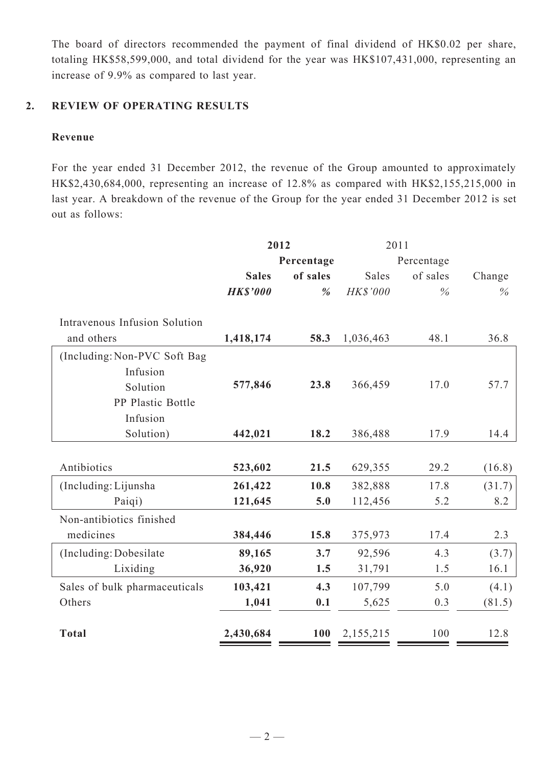The board of directors recommended the payment of final dividend of HK$0.02 per share, totaling HK$58,599,000, and total dividend for the year was HK$107,431,000, representing an increase of 9.9% as compared to last year.

## 2. REVIEW OF OPERATING RESULTS

### Revenue

For the year ended 31 December 2012, the revenue of the Group amounted to approximately HK$2,430,684,000, representing an increase of 12.8% as compared with HK$2,155,215,000 in last year. A breakdown of the revenue of the Group for the year ended 31 December 2012 is set out as follows:

| | **2012** | | 2011 | | |
|---|---|---|---|---|---|
| | | **Percentage** | | Percentage | |
| | **Sales** | **of sales** | Sales | of sales | Change |
| | ***HK$'000*** | ***%*** | *HK$'000* | *%* | *%* |
| Intravenous Infusion Solution and others | **1,418,174** | **58.3** | 1,036,463 | 48.1 | 36.8 |
| (Including: Non-PVC Soft Bag Infusion Solution | **577,846** | **23.8** | 366,459 | 17.0 | 57.7 |
| PP Plastic Bottle Infusion Solution) | **442,021** | **18.2** | 386,488 | 17.9 | 14.4 |
| Antibiotics | **523,602** | **21.5** | 629,355 | 29.2 | (16.8) |
| (Including: Lijunsha | **261,422** | **10.8** | 382,888 | 17.8 | (31.7) |
| Paiqi) | **121,645** | **5.0** | 112,456 | 5.2 | 8.2 |
| Non-antibiotics finished medicines | **384,446** | **15.8** | 375,973 | 17.4 | 2.3 |
| (Including: Dobesilate | **89,165** | **3.7** | 92,596 | 4.3 | (3.7) |
| Lixiding | **36,920** | **1.5** | 31,791 | 1.5 | 16.1 |
| Sales of bulk pharmaceuticals | **103,421** | **4.3** | 107,799 | 5.0 | (4.1) |
| Others | **1,041** | **0.1** | 5,625 | 0.3 | (81.5) |
| **Total** | **2,430,684** | **100** | 2,155,215 | 100 | 12.8 |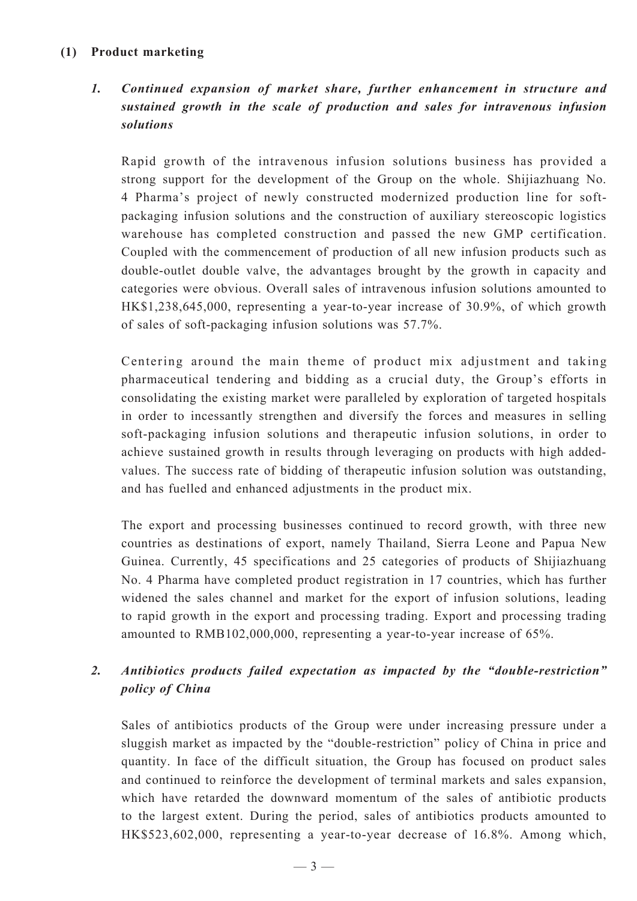### (1) Product marketing

#### *1. Continued expansion of market share, further enhancement in structure and sustained growth in the scale of production and sales for intravenous infusion solutions*

Rapid growth of the intravenous infusion solutions business has provided a strong support for the development of the Group on the whole. Shijiazhuang No. 4 Pharma's project of newly constructed modernized production line for soft-packaging infusion solutions and the construction of auxiliary stereoscopic logistics warehouse has completed construction and passed the new GMP certification. Coupled with the commencement of production of all new infusion products such as double-outlet double valve, the advantages brought by the growth in capacity and categories were obvious. Overall sales of intravenous infusion solutions amounted to HK$1,238,645,000, representing a year-to-year increase of 30.9%, of which growth of sales of soft-packaging infusion solutions was 57.7%.

Centering around the main theme of product mix adjustment and taking pharmaceutical tendering and bidding as a crucial duty, the Group's efforts in consolidating the existing market were paralleled by exploration of targeted hospitals in order to incessantly strengthen and diversify the forces and measures in selling soft-packaging infusion solutions and therapeutic infusion solutions, in order to achieve sustained growth in results through leveraging on products with high added-values. The success rate of bidding of therapeutic infusion solution was outstanding, and has fuelled and enhanced adjustments in the product mix.

The export and processing businesses continued to record growth, with three new countries as destinations of export, namely Thailand, Sierra Leone and Papua New Guinea. Currently, 45 specifications and 25 categories of products of Shijiazhuang No. 4 Pharma have completed product registration in 17 countries, which has further widened the sales channel and market for the export of infusion solutions, leading to rapid growth in the export and processing trading. Export and processing trading amounted to RMB102,000,000, representing a year-to-year increase of 65%.

#### *2. Antibiotics products failed expectation as impacted by the "double-restriction" policy of China*

Sales of antibiotics products of the Group were under increasing pressure under a sluggish market as impacted by the "double-restriction" policy of China in price and quantity. In face of the difficult situation, the Group has focused on product sales and continued to reinforce the development of terminal markets and sales expansion, which have retarded the downward momentum of the sales of antibiotic products to the largest extent. During the period, sales of antibiotics products amounted to HK$523,602,000, representing a year-to-year decrease of 16.8%. Among which,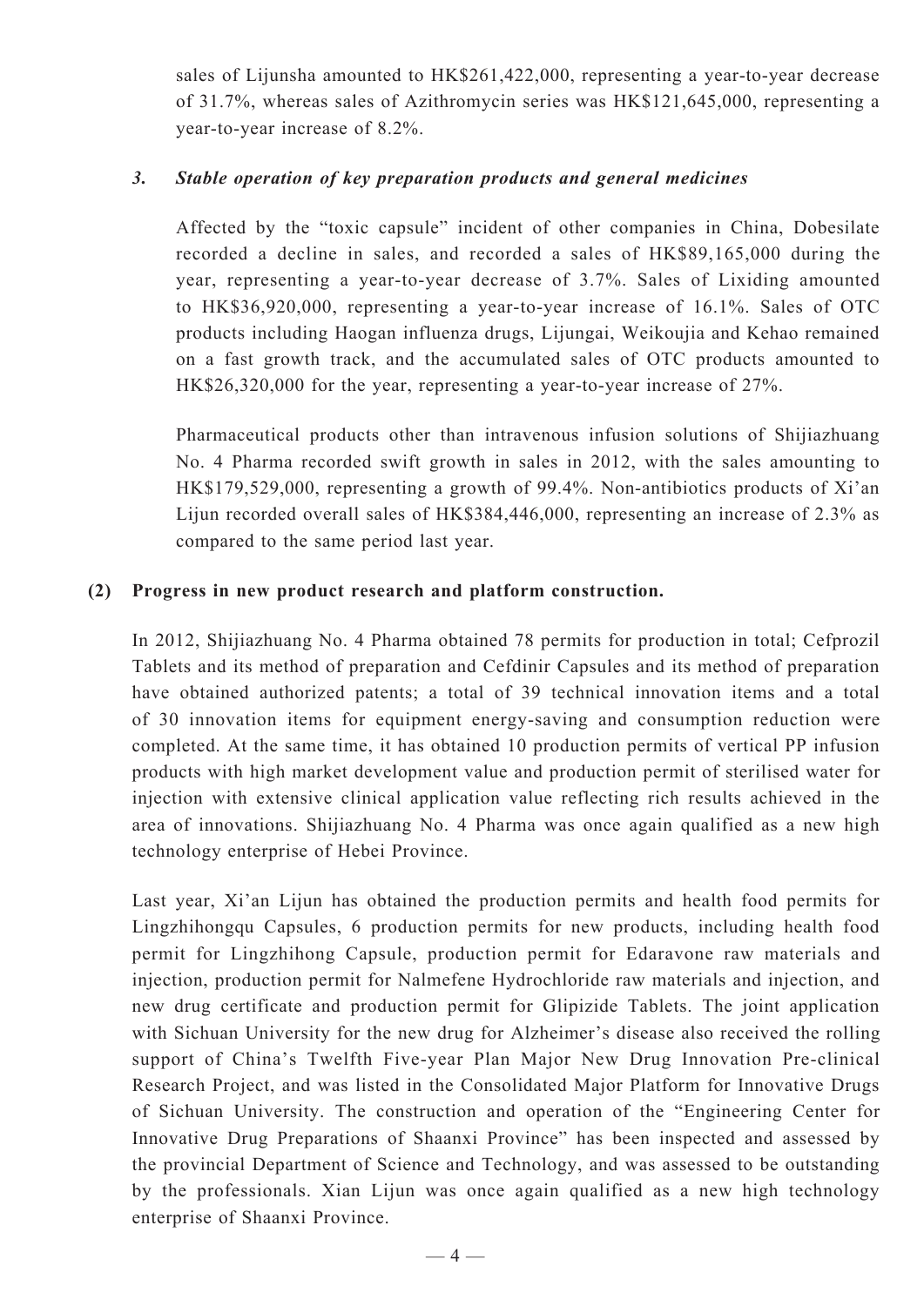sales of Lijunsha amounted to HK$261,422,000, representing a year-to-year decrease of 31.7%, whereas sales of Azithromycin series was HK$121,645,000, representing a year-to-year increase of 8.2%.

### *3. Stable operation of key preparation products and general medicines*

Affected by the "toxic capsule" incident of other companies in China, Dobesilate recorded a decline in sales, and recorded a sales of HK$89,165,000 during the year, representing a year-to-year decrease of 3.7%. Sales of Lixiding amounted to HK$36,920,000, representing a year-to-year increase of 16.1%. Sales of OTC products including Haogan influenza drugs, Lijungai, Weikoujia and Kehao remained on a fast growth track, and the accumulated sales of OTC products amounted to HK$26,320,000 for the year, representing a year-to-year increase of 27%.

Pharmaceutical products other than intravenous infusion solutions of Shijiazhuang No. 4 Pharma recorded swift growth in sales in 2012, with the sales amounting to HK$179,529,000, representing a growth of 99.4%. Non-antibiotics products of Xi'an Lijun recorded overall sales of HK$384,446,000, representing an increase of 2.3% as compared to the same period last year.

### (2) Progress in new product research and platform construction.

In 2012, Shijiazhuang No. 4 Pharma obtained 78 permits for production in total; Cefprozil Tablets and its method of preparation and Cefdinir Capsules and its method of preparation have obtained authorized patents; a total of 39 technical innovation items and a total of 30 innovation items for equipment energy-saving and consumption reduction were completed. At the same time, it has obtained 10 production permits of vertical PP infusion products with high market development value and production permit of sterilised water for injection with extensive clinical application value reflecting rich results achieved in the area of innovations. Shijiazhuang No. 4 Pharma was once again qualified as a new high technology enterprise of Hebei Province.

Last year, Xi'an Lijun has obtained the production permits and health food permits for Lingzhihongqu Capsules, 6 production permits for new products, including health food permit for Lingzhihong Capsule, production permit for Edaravone raw materials and injection, production permit for Nalmefene Hydrochloride raw materials and injection, and new drug certificate and production permit for Glipizide Tablets. The joint application with Sichuan University for the new drug for Alzheimer's disease also received the rolling support of China's Twelfth Five-year Plan Major New Drug Innovation Pre-clinical Research Project, and was listed in the Consolidated Major Platform for Innovative Drugs of Sichuan University. The construction and operation of the "Engineering Center for Innovative Drug Preparations of Shaanxi Province" has been inspected and assessed by the provincial Department of Science and Technology, and was assessed to be outstanding by the professionals. Xian Lijun was once again qualified as a new high technology enterprise of Shaanxi Province.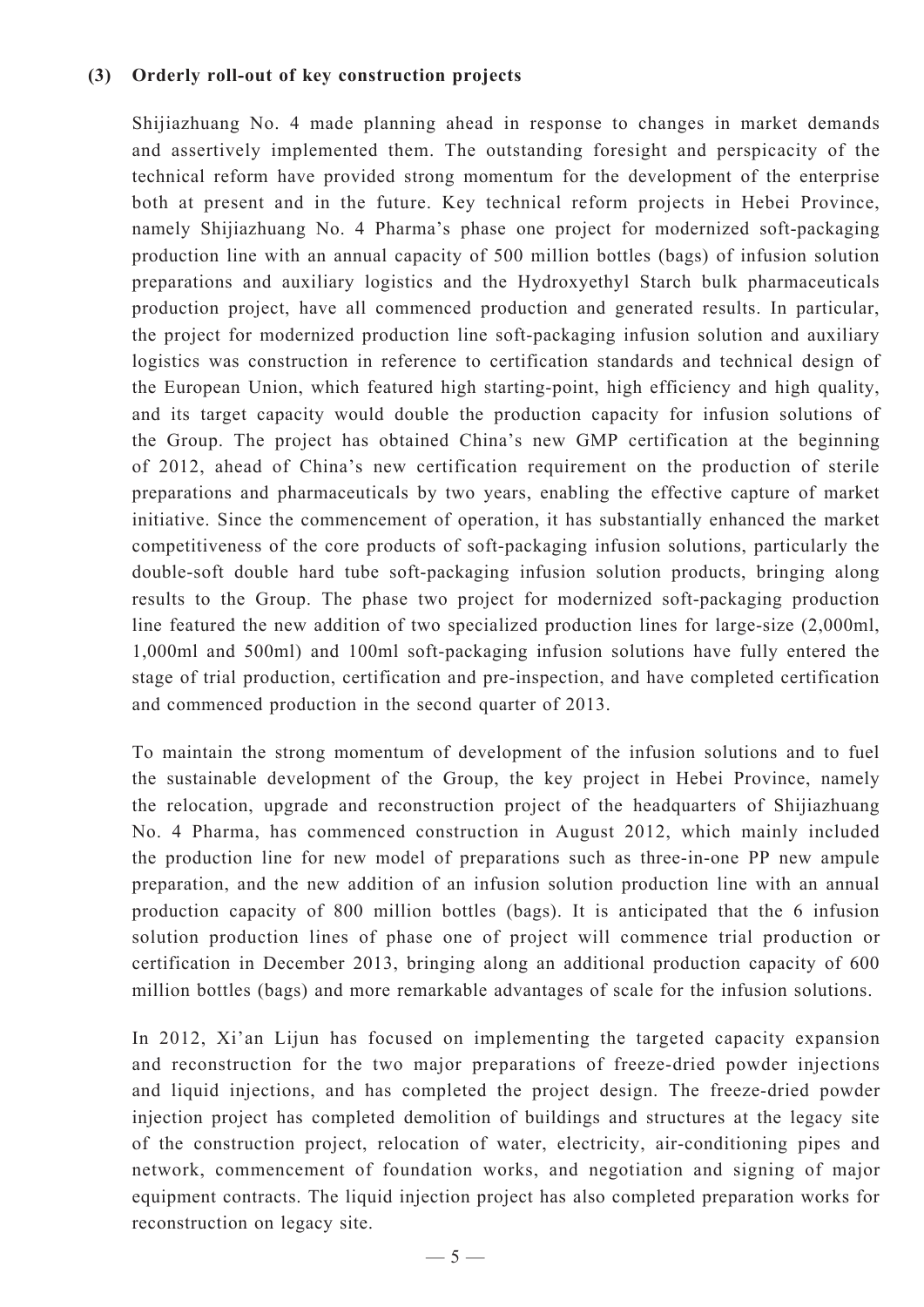**(3) Orderly roll-out of key construction projects**

Shijiazhuang No. 4 made planning ahead in response to changes in market demands and assertively implemented them. The outstanding foresight and perspicacity of the technical reform have provided strong momentum for the development of the enterprise both at present and in the future. Key technical reform projects in Hebei Province, namely Shijiazhuang No. 4 Pharma's phase one project for modernized soft-packaging production line with an annual capacity of 500 million bottles (bags) of infusion solution preparations and auxiliary logistics and the Hydroxyethyl Starch bulk pharmaceuticals production project, have all commenced production and generated results. In particular, the project for modernized production line soft-packaging infusion solution and auxiliary logistics was construction in reference to certification standards and technical design of the European Union, which featured high starting-point, high efficiency and high quality, and its target capacity would double the production capacity for infusion solutions of the Group. The project has obtained China's new GMP certification at the beginning of 2012, ahead of China's new certification requirement on the production of sterile preparations and pharmaceuticals by two years, enabling the effective capture of market initiative. Since the commencement of operation, it has substantially enhanced the market competitiveness of the core products of soft-packaging infusion solutions, particularly the double-soft double hard tube soft-packaging infusion solution products, bringing along results to the Group. The phase two project for modernized soft-packaging production line featured the new addition of two specialized production lines for large-size (2,000ml, 1,000ml and 500ml) and 100ml soft-packaging infusion solutions have fully entered the stage of trial production, certification and pre-inspection, and have completed certification and commenced production in the second quarter of 2013.

To maintain the strong momentum of development of the infusion solutions and to fuel the sustainable development of the Group, the key project in Hebei Province, namely the relocation, upgrade and reconstruction project of the headquarters of Shijiazhuang No. 4 Pharma, has commenced construction in August 2012, which mainly included the production line for new model of preparations such as three-in-one PP new ampule preparation, and the new addition of an infusion solution production line with an annual production capacity of 800 million bottles (bags). It is anticipated that the 6 infusion solution production lines of phase one of project will commence trial production or certification in December 2013, bringing along an additional production capacity of 600 million bottles (bags) and more remarkable advantages of scale for the infusion solutions.

In 2012, Xi'an Lijun has focused on implementing the targeted capacity expansion and reconstruction for the two major preparations of freeze-dried powder injections and liquid injections, and has completed the project design. The freeze-dried powder injection project has completed demolition of buildings and structures at the legacy site of the construction project, relocation of water, electricity, air-conditioning pipes and network, commencement of foundation works, and negotiation and signing of major equipment contracts. The liquid injection project has also completed preparation works for reconstruction on legacy site.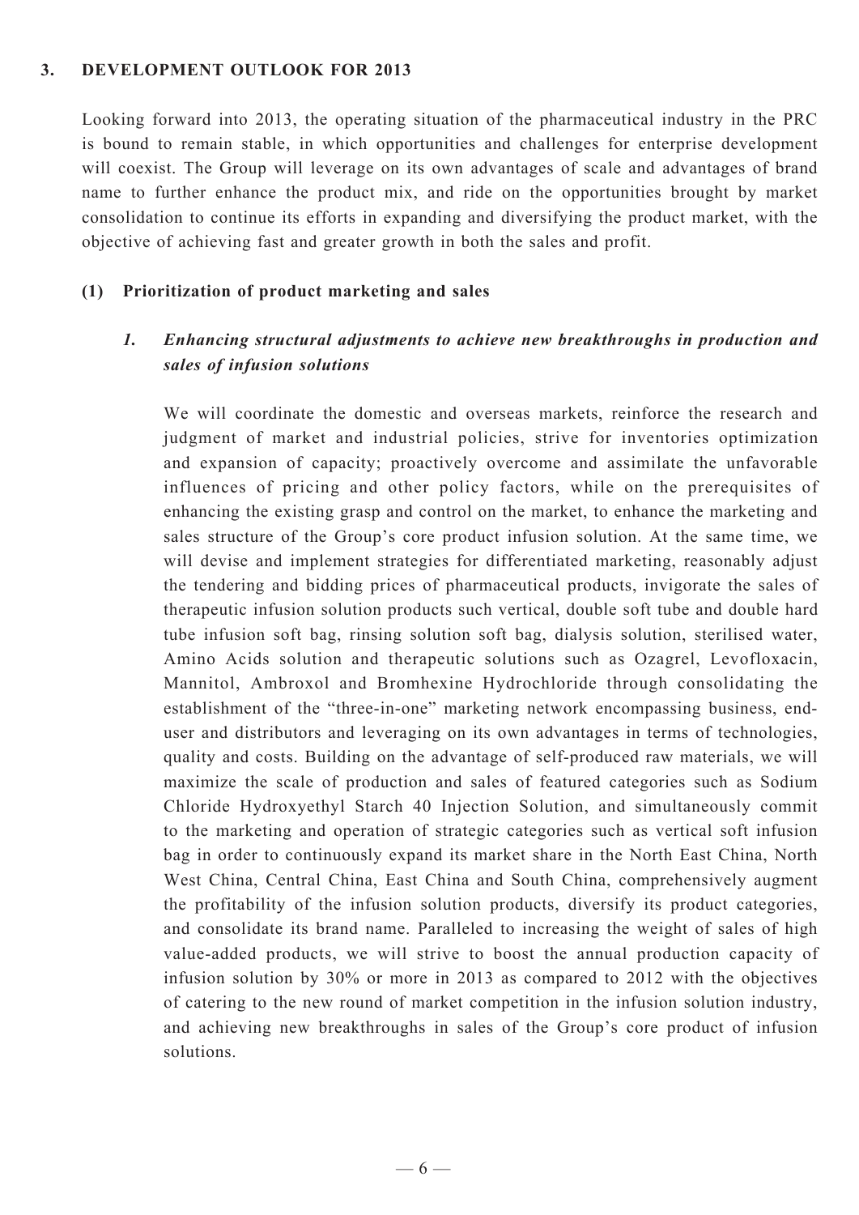## 3. DEVELOPMENT OUTLOOK FOR 2013

Looking forward into 2013, the operating situation of the pharmaceutical industry in the PRC is bound to remain stable, in which opportunities and challenges for enterprise development will coexist. The Group will leverage on its own advantages of scale and advantages of brand name to further enhance the product mix, and ride on the opportunities brought by market consolidation to continue its efforts in expanding and diversifying the product market, with the objective of achieving fast and greater growth in both the sales and profit.

### (1) Prioritization of product marketing and sales

#### *1. Enhancing structural adjustments to achieve new breakthroughs in production and sales of infusion solutions*

We will coordinate the domestic and overseas markets, reinforce the research and judgment of market and industrial policies, strive for inventories optimization and expansion of capacity; proactively overcome and assimilate the unfavorable influences of pricing and other policy factors, while on the prerequisites of enhancing the existing grasp and control on the market, to enhance the marketing and sales structure of the Group's core product infusion solution. At the same time, we will devise and implement strategies for differentiated marketing, reasonably adjust the tendering and bidding prices of pharmaceutical products, invigorate the sales of therapeutic infusion solution products such vertical, double soft tube and double hard tube infusion soft bag, rinsing solution soft bag, dialysis solution, sterilised water, Amino Acids solution and therapeutic solutions such as Ozagrel, Levofloxacin, Mannitol, Ambroxol and Bromhexine Hydrochloride through consolidating the establishment of the "three-in-one" marketing network encompassing business, end-user and distributors and leveraging on its own advantages in terms of technologies, quality and costs. Building on the advantage of self-produced raw materials, we will maximize the scale of production and sales of featured categories such as Sodium Chloride Hydroxyethyl Starch 40 Injection Solution, and simultaneously commit to the marketing and operation of strategic categories such as vertical soft infusion bag in order to continuously expand its market share in the North East China, North West China, Central China, East China and South China, comprehensively augment the profitability of the infusion solution products, diversify its product categories, and consolidate its brand name. Paralleled to increasing the weight of sales of high value-added products, we will strive to boost the annual production capacity of infusion solution by 30% or more in 2013 as compared to 2012 with the objectives of catering to the new round of market competition in the infusion solution industry, and achieving new breakthroughs in sales of the Group's core product of infusion solutions.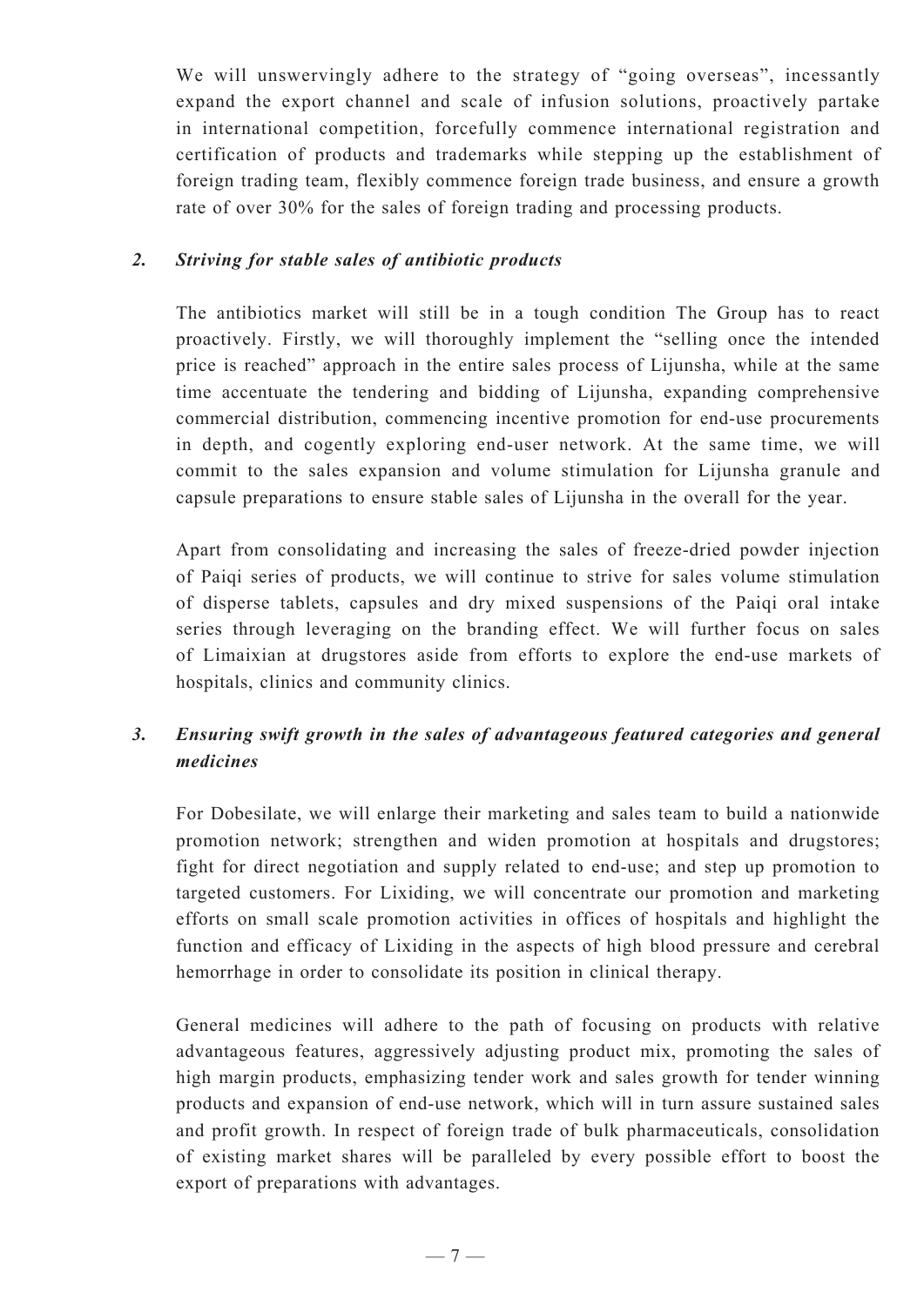We will unswervingly adhere to the strategy of "going overseas", incessantly expand the export channel and scale of infusion solutions, proactively partake in international competition, forcefully commence international registration and certification of products and trademarks while stepping up the establishment of foreign trading team, flexibly commence foreign trade business, and ensure a growth rate of over 30% for the sales of foreign trading and processing products.

### 2. *Striving for stable sales of antibiotic products*

The antibiotics market will still be in a tough condition The Group has to react proactively. Firstly, we will thoroughly implement the "selling once the intended price is reached" approach in the entire sales process of Lijunsha, while at the same time accentuate the tendering and bidding of Lijunsha, expanding comprehensive commercial distribution, commencing incentive promotion for end-use procurements in depth, and cogently exploring end-user network. At the same time, we will commit to the sales expansion and volume stimulation for Lijunsha granule and capsule preparations to ensure stable sales of Lijunsha in the overall for the year.

Apart from consolidating and increasing the sales of freeze-dried powder injection of Paiqi series of products, we will continue to strive for sales volume stimulation of disperse tablets, capsules and dry mixed suspensions of the Paiqi oral intake series through leveraging on the branding effect. We will further focus on sales of Limaixian at drugstores aside from efforts to explore the end-use markets of hospitals, clinics and community clinics.

### 3. *Ensuring swift growth in the sales of advantageous featured categories and general medicines*

For Dobesilate, we will enlarge their marketing and sales team to build a nationwide promotion network; strengthen and widen promotion at hospitals and drugstores; fight for direct negotiation and supply related to end-use; and step up promotion to targeted customers. For Lixiding, we will concentrate our promotion and marketing efforts on small scale promotion activities in offices of hospitals and highlight the function and efficacy of Lixiding in the aspects of high blood pressure and cerebral hemorrhage in order to consolidate its position in clinical therapy.

General medicines will adhere to the path of focusing on products with relative advantageous features, aggressively adjusting product mix, promoting the sales of high margin products, emphasizing tender work and sales growth for tender winning products and expansion of end-use network, which will in turn assure sustained sales and profit growth. In respect of foreign trade of bulk pharmaceuticals, consolidation of existing market shares will be paralleled by every possible effort to boost the export of preparations with advantages.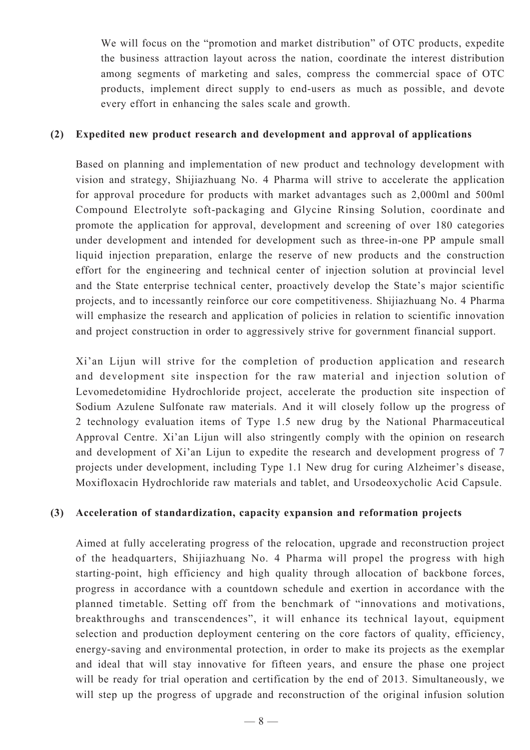We will focus on the "promotion and market distribution" of OTC products, expedite the business attraction layout across the nation, coordinate the interest distribution among segments of marketing and sales, compress the commercial space of OTC products, implement direct supply to end-users as much as possible, and devote every effort in enhancing the sales scale and growth.

**(2) Expedited new product research and development and approval of applications**

Based on planning and implementation of new product and technology development with vision and strategy, Shijiazhuang No. 4 Pharma will strive to accelerate the application for approval procedure for products with market advantages such as 2,000ml and 500ml Compound Electrolyte soft-packaging and Glycine Rinsing Solution, coordinate and promote the application for approval, development and screening of over 180 categories under development and intended for development such as three-in-one PP ampule small liquid injection preparation, enlarge the reserve of new products and the construction effort for the engineering and technical center of injection solution at provincial level and the State enterprise technical center, proactively develop the State's major scientific projects, and to incessantly reinforce our core competitiveness. Shijiazhuang No. 4 Pharma will emphasize the research and application of policies in relation to scientific innovation and project construction in order to aggressively strive for government financial support.

Xi'an Lijun will strive for the completion of production application and research and development site inspection for the raw material and injection solution of Levomedetomidine Hydrochloride project, accelerate the production site inspection of Sodium Azulene Sulfonate raw materials. And it will closely follow up the progress of 2 technology evaluation items of Type 1.5 new drug by the National Pharmaceutical Approval Centre. Xi'an Lijun will also stringently comply with the opinion on research and development of Xi'an Lijun to expedite the research and development progress of 7 projects under development, including Type 1.1 New drug for curing Alzheimer's disease, Moxifloxacin Hydrochloride raw materials and tablet, and Ursodeoxycholic Acid Capsule.

**(3) Acceleration of standardization, capacity expansion and reformation projects**

Aimed at fully accelerating progress of the relocation, upgrade and reconstruction project of the headquarters, Shijiazhuang No. 4 Pharma will propel the progress with high starting-point, high efficiency and high quality through allocation of backbone forces, progress in accordance with a countdown schedule and exertion in accordance with the planned timetable. Setting off from the benchmark of "innovations and motivations, breakthroughs and transcendences", it will enhance its technical layout, equipment selection and production deployment centering on the core factors of quality, efficiency, energy-saving and environmental protection, in order to make its projects as the exemplar and ideal that will stay innovative for fifteen years, and ensure the phase one project will be ready for trial operation and certification by the end of 2013. Simultaneously, we will step up the progress of upgrade and reconstruction of the original infusion solution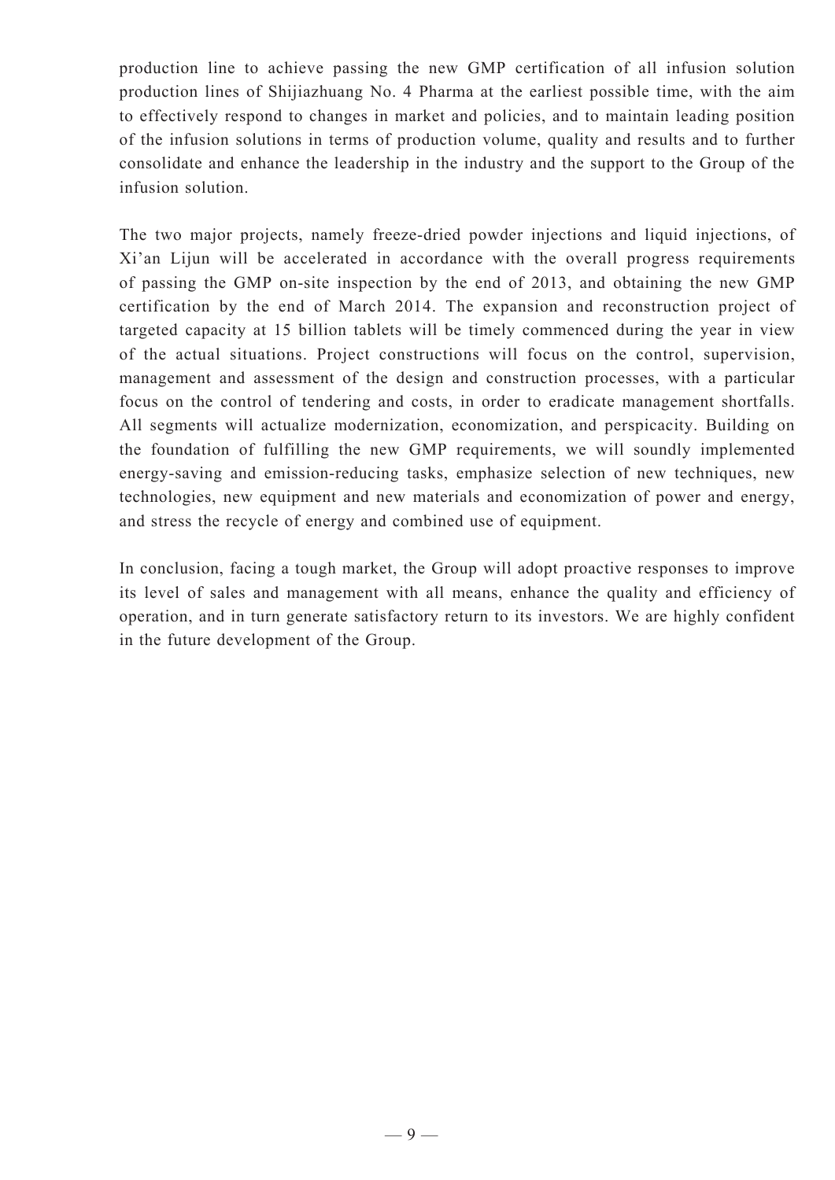production line to achieve passing the new GMP certification of all infusion solution production lines of Shijiazhuang No. 4 Pharma at the earliest possible time, with the aim to effectively respond to changes in market and policies, and to maintain leading position of the infusion solutions in terms of production volume, quality and results and to further consolidate and enhance the leadership in the industry and the support to the Group of the infusion solution.

The two major projects, namely freeze-dried powder injections and liquid injections, of Xi'an Lijun will be accelerated in accordance with the overall progress requirements of passing the GMP on-site inspection by the end of 2013, and obtaining the new GMP certification by the end of March 2014. The expansion and reconstruction project of targeted capacity at 15 billion tablets will be timely commenced during the year in view of the actual situations. Project constructions will focus on the control, supervision, management and assessment of the design and construction processes, with a particular focus on the control of tendering and costs, in order to eradicate management shortfalls. All segments will actualize modernization, economization, and perspicacity. Building on the foundation of fulfilling the new GMP requirements, we will soundly implemented energy-saving and emission-reducing tasks, emphasize selection of new techniques, new technologies, new equipment and new materials and economization of power and energy, and stress the recycle of energy and combined use of equipment.

In conclusion, facing a tough market, the Group will adopt proactive responses to improve its level of sales and management with all means, enhance the quality and efficiency of operation, and in turn generate satisfactory return to its investors. We are highly confident in the future development of the Group.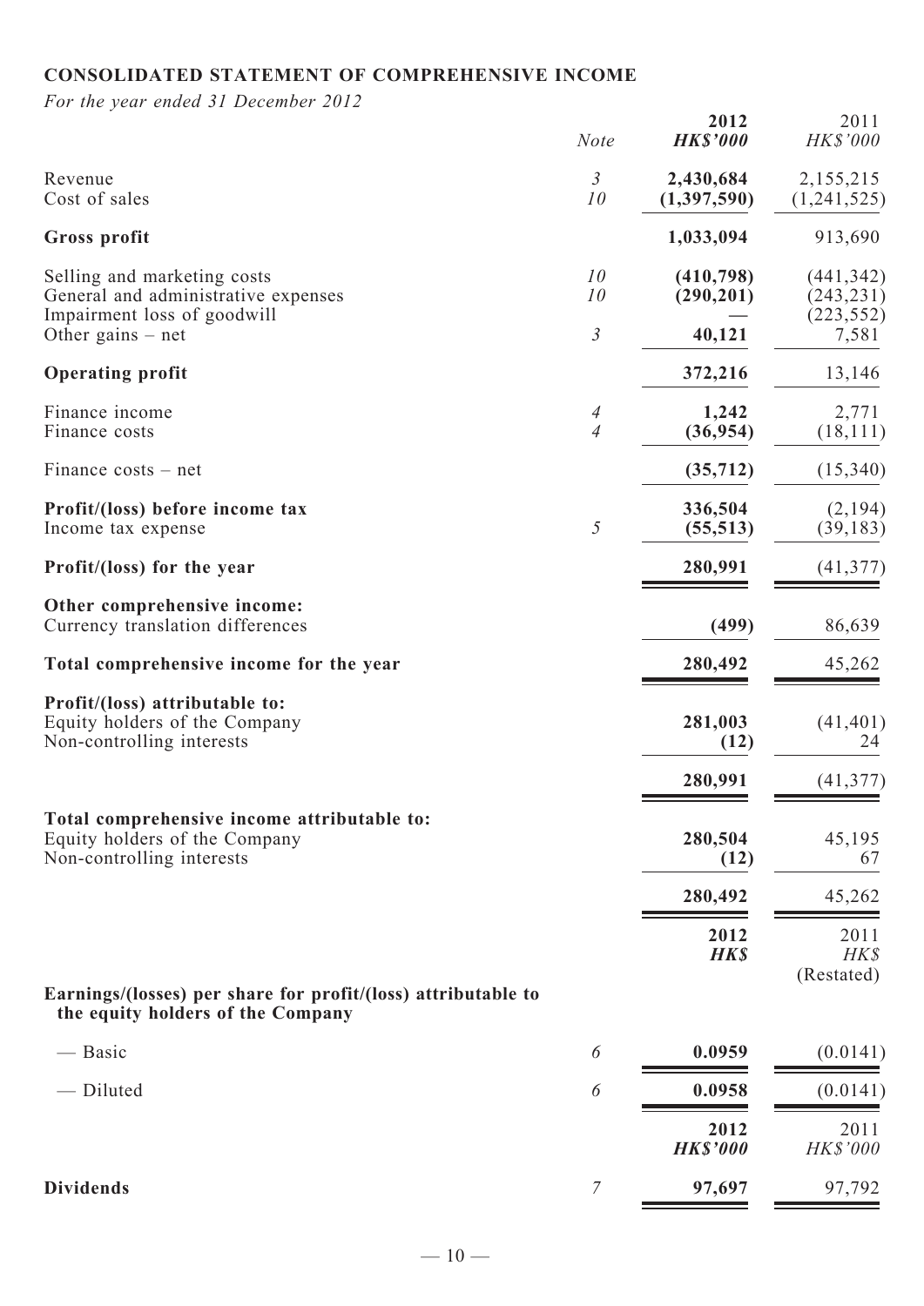## CONSOLIDATED STATEMENT OF COMPREHENSIVE INCOME

*For the year ended 31 December 2012*

| | Note | 2012 HK$'000 | 2011 HK$'000 |
|---|---|---|---|
| Revenue | 3 | **2,430,684** | 2,155,215 |
| Cost of sales | 10 | **(1,397,590)** | (1,241,525) |
| **Gross profit** | | **1,033,094** | 913,690 |
| Selling and marketing costs | 10 | **(410,798)** | (441,342) |
| General and administrative expenses | 10 | **(290,201)** | (243,231) |
| Impairment loss of goodwill | | **—** | (223,552) |
| Other gains – net | 3 | **40,121** | 7,581 |
| **Operating profit** | | **372,216** | 13,146 |
| Finance income | 4 | **1,242** | 2,771 |
| Finance costs | 4 | **(36,954)** | (18,111) |
| Finance costs – net | | **(35,712)** | (15,340) |
| **Profit/(loss) before income tax** | | **336,504** | (2,194) |
| Income tax expense | 5 | **(55,513)** | (39,183) |
| **Profit/(loss) for the year** | | **280,991** | (41,377) |
| **Other comprehensive income:** | | | |
| Currency translation differences | | **(499)** | 86,639 |
| **Total comprehensive income for the year** | | **280,492** | 45,262 |
| **Profit/(loss) attributable to:** | | | |
| Equity holders of the Company | | **281,003** | (41,401) |
| Non-controlling interests | | **(12)** | 24 |
| | | **280,991** | (41,377) |
| **Total comprehensive income attributable to:** | | | |
| Equity holders of the Company | | **280,504** | 45,195 |
| Non-controlling interests | | **(12)** | 67 |
| | | **280,492** | 45,262 |

| | Note | 2012 HK$ | 2011 HK$ (Restated) |
|---|---|---|---|
| **Earnings/(losses) per share for profit/(loss) attributable to the equity holders of the Company** | | | |
| — Basic | 6 | **0.0959** | (0.0141) |
| — Diluted | 6 | **0.0958** | (0.0141) |

| | Note | 2012 HK$'000 | 2011 HK$'000 |
|---|---|---|---|
| **Dividends** | 7 | **97,697** | 97,792 |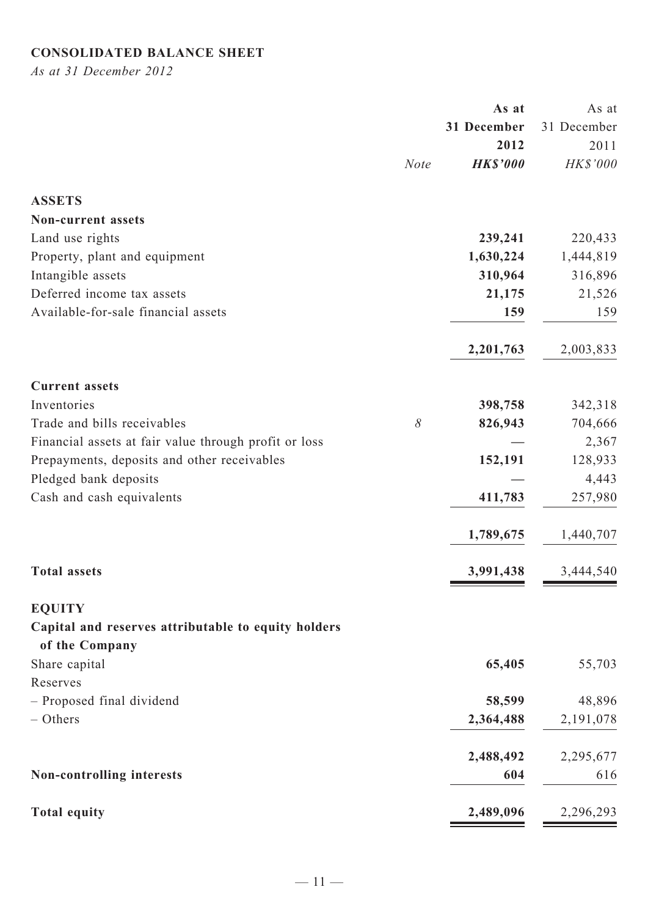**CONSOLIDATED BALANCE SHEET**

*As at 31 December 2012*

| | Note | As at 31 December 2012 HK$'000 | As at 31 December 2011 HK$'000 |
|---|---|---|---|
| **ASSETS** | | | |
| **Non-current assets** | | | |
| Land use rights | | **239,241** | 220,433 |
| Property, plant and equipment | | **1,630,224** | 1,444,819 |
| Intangible assets | | **310,964** | 316,896 |
| Deferred income tax assets | | **21,175** | 21,526 |
| Available-for-sale financial assets | | **159** | 159 |
| | | **2,201,763** | 2,003,833 |
| **Current assets** | | | |
| Inventories | | **398,758** | 342,318 |
| Trade and bills receivables | *8* | **826,943** | 704,666 |
| Financial assets at fair value through profit or loss | | **—** | 2,367 |
| Prepayments, deposits and other receivables | | **152,191** | 128,933 |
| Pledged bank deposits | | **—** | 4,443 |
| Cash and cash equivalents | | **411,783** | 257,980 |
| | | **1,789,675** | 1,440,707 |
| **Total assets** | | **3,991,438** | 3,444,540 |
| **EQUITY** | | | |
| **Capital and reserves attributable to equity holders of the Company** | | | |
| Share capital | | **65,405** | 55,703 |
| Reserves | | | |
| – Proposed final dividend | | **58,599** | 48,896 |
| – Others | | **2,364,488** | 2,191,078 |
| | | **2,488,492** | 2,295,677 |
| **Non-controlling interests** | | **604** | 616 |
| **Total equity** | | **2,489,096** | 2,296,293 |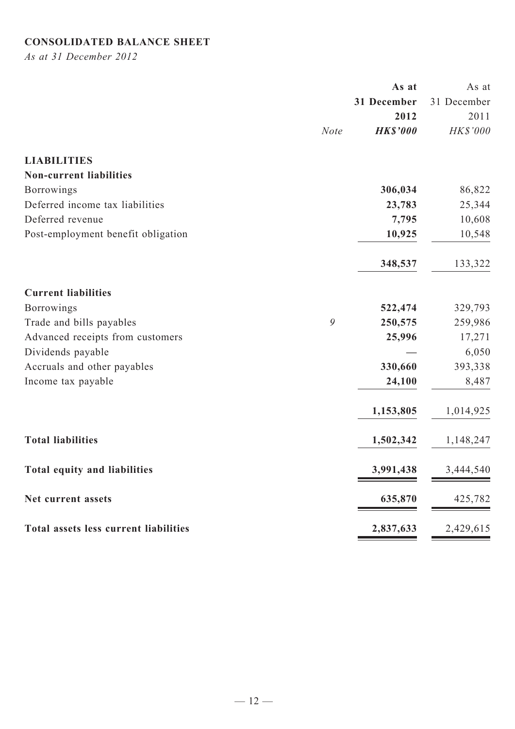## CONSOLIDATED BALANCE SHEET

*As at 31 December 2012*

| | Note | As at 31 December 2012 HK$'000 | As at 31 December 2011 HK$'000 |
|---|---|---|---|
| **LIABILITIES** | | | |
| **Non-current liabilities** | | | |
| Borrowings | | **306,034** | 86,822 |
| Deferred income tax liabilities | | **23,783** | 25,344 |
| Deferred revenue | | **7,795** | 10,608 |
| Post-employment benefit obligation | | **10,925** | 10,548 |
| | | **348,537** | 133,322 |
| **Current liabilities** | | | |
| Borrowings | | **522,474** | 329,793 |
| Trade and bills payables | 9 | **250,575** | 259,986 |
| Advanced receipts from customers | | **25,996** | 17,271 |
| Dividends payable | | **—** | 6,050 |
| Accruals and other payables | | **330,660** | 393,338 |
| Income tax payable | | **24,100** | 8,487 |
| | | **1,153,805** | 1,014,925 |
| **Total liabilities** | | **1,502,342** | 1,148,247 |
| **Total equity and liabilities** | | **3,991,438** | 3,444,540 |
| **Net current assets** | | **635,870** | 425,782 |
| **Total assets less current liabilities** | | **2,837,633** | 2,429,615 |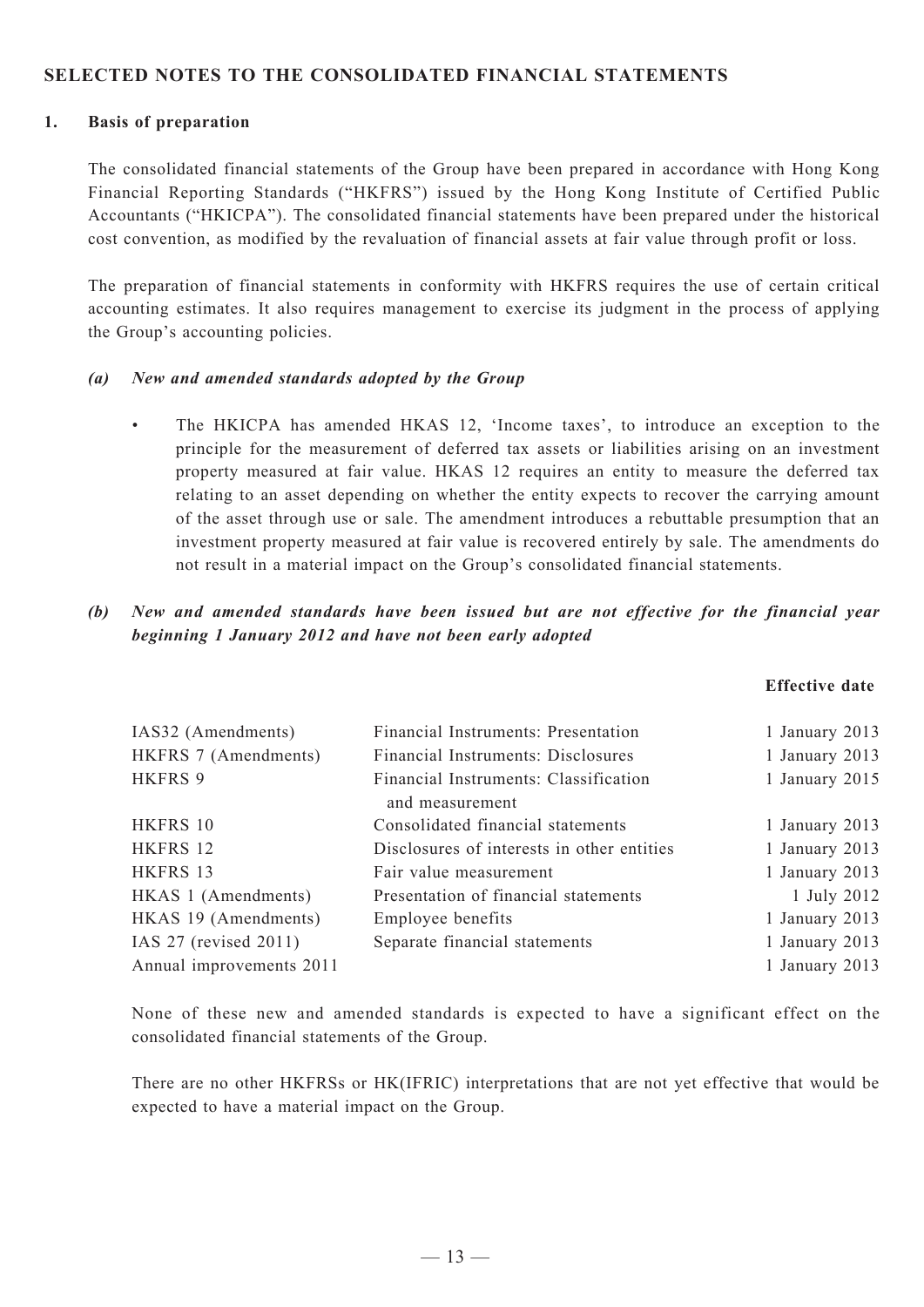## SELECTED NOTES TO THE CONSOLIDATED FINANCIAL STATEMENTS

### 1. Basis of preparation

The consolidated financial statements of the Group have been prepared in accordance with Hong Kong Financial Reporting Standards ("HKFRS") issued by the Hong Kong Institute of Certified Public Accountants ("HKICPA"). The consolidated financial statements have been prepared under the historical cost convention, as modified by the revaluation of financial assets at fair value through profit or loss.

The preparation of financial statements in conformity with HKFRS requires the use of certain critical accounting estimates. It also requires management to exercise its judgment in the process of applying the Group's accounting policies.

#### *(a) New and amended standards adopted by the Group*

- The HKICPA has amended HKAS 12, 'Income taxes', to introduce an exception to the principle for the measurement of deferred tax assets or liabilities arising on an investment property measured at fair value. HKAS 12 requires an entity to measure the deferred tax relating to an asset depending on whether the entity expects to recover the carrying amount of the asset through use or sale. The amendment introduces a rebuttable presumption that an investment property measured at fair value is recovered entirely by sale. The amendments do not result in a material impact on the Group's consolidated financial statements.

#### *(b) New and amended standards have been issued but are not effective for the financial year beginning 1 January 2012 and have not been early adopted*

| | | Effective date |
|---|---|---|
| IAS32 (Amendments) | Financial Instruments: Presentation | 1 January 2013 |
| HKFRS 7 (Amendments) | Financial Instruments: Disclosures | 1 January 2013 |
| HKFRS 9 | Financial Instruments: Classification and measurement | 1 January 2015 |
| HKFRS 10 | Consolidated financial statements | 1 January 2013 |
| HKFRS 12 | Disclosures of interests in other entities | 1 January 2013 |
| HKFRS 13 | Fair value measurement | 1 January 2013 |
| HKAS 1 (Amendments) | Presentation of financial statements | 1 July 2012 |
| HKAS 19 (Amendments) | Employee benefits | 1 January 2013 |
| IAS 27 (revised 2011) | Separate financial statements | 1 January 2013 |
| Annual improvements 2011 | | 1 January 2013 |

None of these new and amended standards is expected to have a significant effect on the consolidated financial statements of the Group.

There are no other HKFRSs or HK(IFRIC) interpretations that are not yet effective that would be expected to have a material impact on the Group.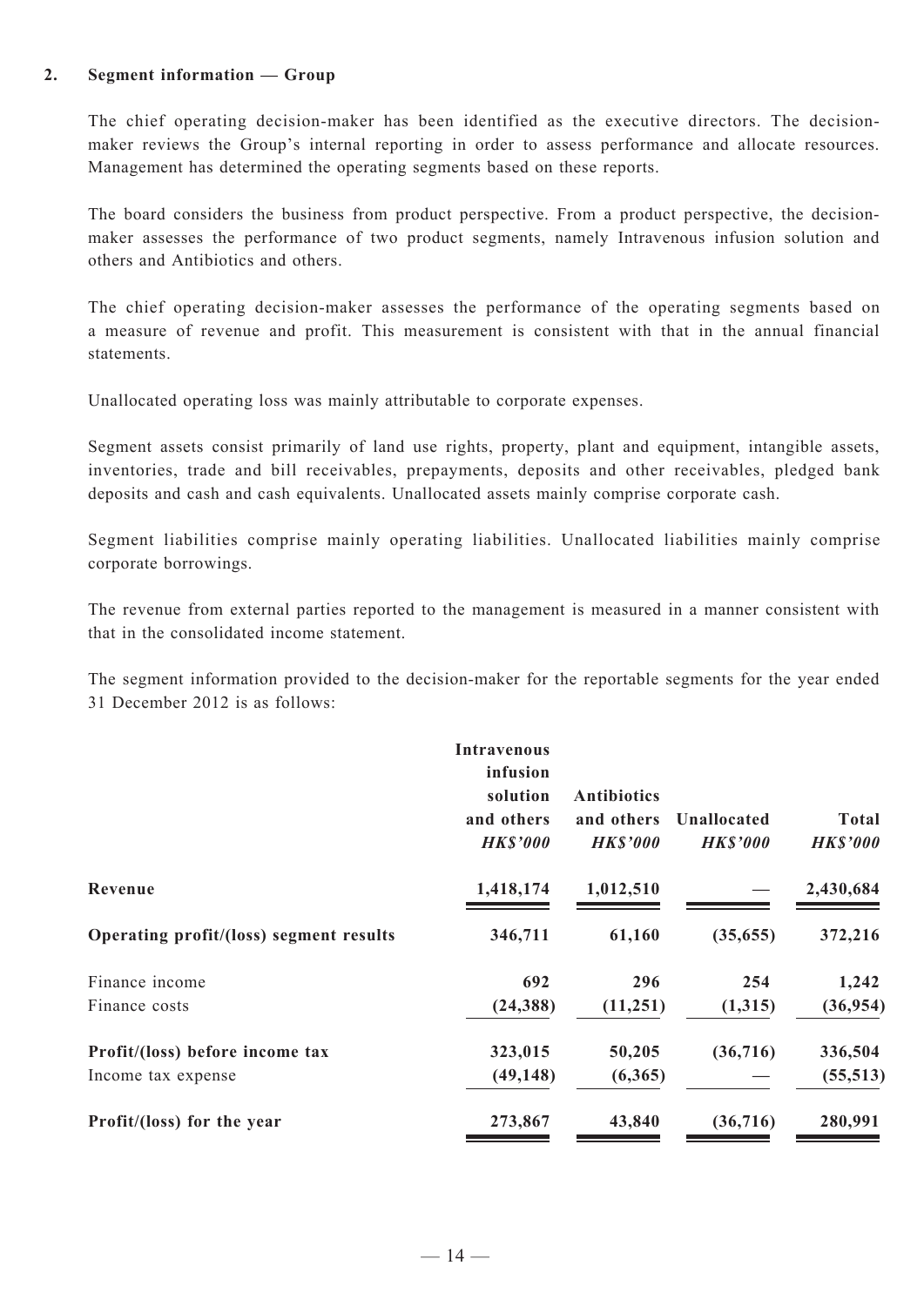## 2. Segment information — Group

The chief operating decision-maker has been identified as the executive directors. The decision-maker reviews the Group's internal reporting in order to assess performance and allocate resources. Management has determined the operating segments based on these reports.

The board considers the business from product perspective. From a product perspective, the decision-maker assesses the performance of two product segments, namely Intravenous infusion solution and others and Antibiotics and others.

The chief operating decision-maker assesses the performance of the operating segments based on a measure of revenue and profit. This measurement is consistent with that in the annual financial statements.

Unallocated operating loss was mainly attributable to corporate expenses.

Segment assets consist primarily of land use rights, property, plant and equipment, intangible assets, inventories, trade and bill receivables, prepayments, deposits and other receivables, pledged bank deposits and cash and cash equivalents. Unallocated assets mainly comprise corporate cash.

Segment liabilities comprise mainly operating liabilities. Unallocated liabilities mainly comprise corporate borrowings.

The revenue from external parties reported to the management is measured in a manner consistent with that in the consolidated income statement.

The segment information provided to the decision-maker for the reportable segments for the year ended 31 December 2012 is as follows:

| | Intravenous infusion solution and others *HK$'000* | Antibiotics and others *HK$'000* | Unallocated *HK$'000* | Total *HK$'000* |
|---|---|---|---|---|
| **Revenue** | **1,418,174** | **1,012,510** | **—** | **2,430,684** |
| **Operating profit/(loss) segment results** | **346,711** | **61,160** | **(35,655)** | **372,216** |
| Finance income | **692** | **296** | **254** | **1,242** |
| Finance costs | **(24,388)** | **(11,251)** | **(1,315)** | **(36,954)** |
| **Profit/(loss) before income tax** | **323,015** | **50,205** | **(36,716)** | **336,504** |
| Income tax expense | **(49,148)** | **(6,365)** | **—** | **(55,513)** |
| **Profit/(loss) for the year** | **273,867** | **43,840** | **(36,716)** | **280,991** |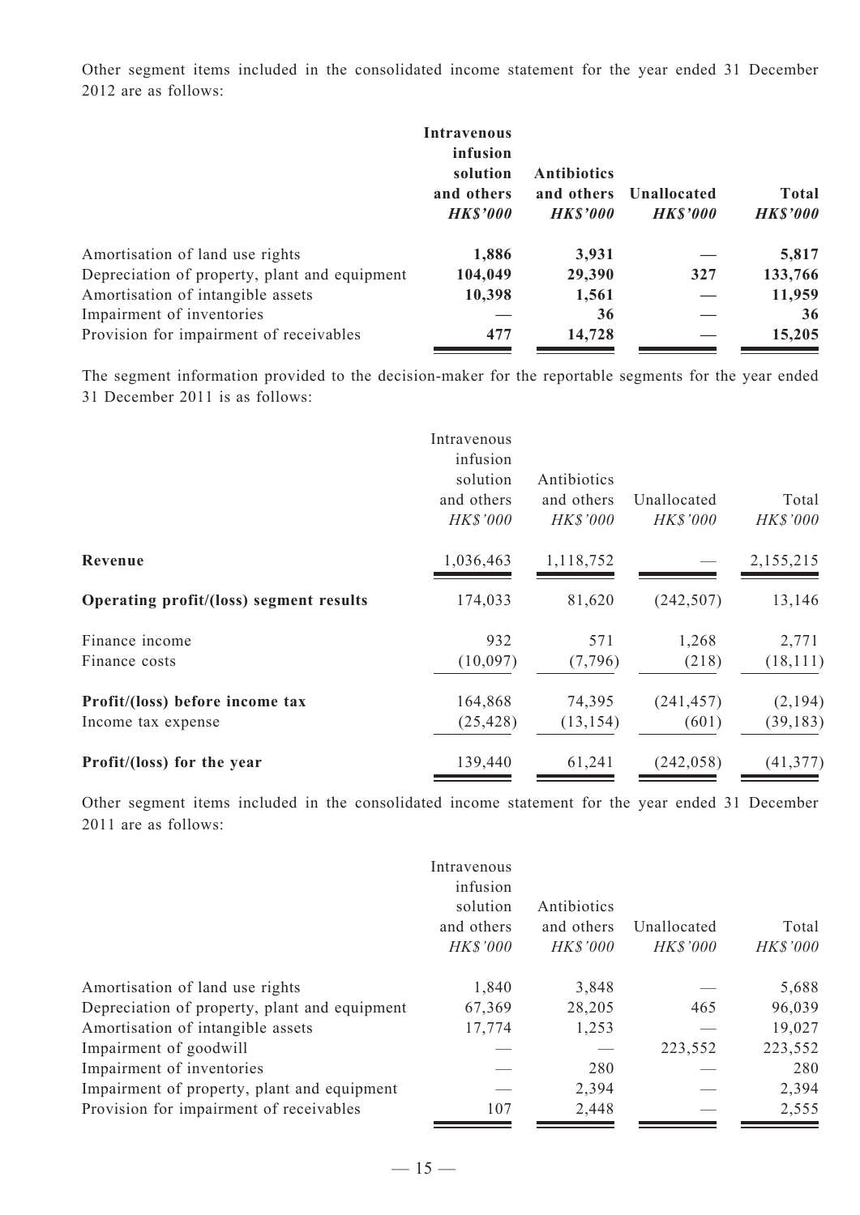Other segment items included in the consolidated income statement for the year ended 31 December 2012 are as follows:

| | **Intravenous infusion solution and others** | **Antibiotics and others** | **Unallocated** | **Total** |
|---|---|---|---|---|
| | ***HK$'000*** | ***HK$'000*** | ***HK$'000*** | ***HK$'000*** |
| Amortisation of land use rights | **1,886** | **3,931** | **—** | **5,817** |
| Depreciation of property, plant and equipment | **104,049** | **29,390** | **327** | **133,766** |
| Amortisation of intangible assets | **10,398** | **1,561** | **—** | **11,959** |
| Impairment of inventories | **—** | **36** | **—** | **36** |
| Provision for impairment of receivables | **477** | **14,728** | **—** | **15,205** |

The segment information provided to the decision-maker for the reportable segments for the year ended 31 December 2011 is as follows:

| | Intravenous infusion solution and others | Antibiotics and others | Unallocated | Total |
|---|---|---|---|---|
| | *HK$'000* | *HK$'000* | *HK$'000* | *HK$'000* |
| **Revenue** | 1,036,463 | 1,118,752 | — | 2,155,215 |
| **Operating profit/(loss) segment results** | 174,033 | 81,620 | (242,507) | 13,146 |
| Finance income | 932 | 571 | 1,268 | 2,771 |
| Finance costs | (10,097) | (7,796) | (218) | (18,111) |
| **Profit/(loss) before income tax** | 164,868 | 74,395 | (241,457) | (2,194) |
| Income tax expense | (25,428) | (13,154) | (601) | (39,183) |
| **Profit/(loss) for the year** | 139,440 | 61,241 | (242,058) | (41,377) |

Other segment items included in the consolidated income statement for the year ended 31 December 2011 are as follows:

| | Intravenous infusion solution and others | Antibiotics and others | Unallocated | Total |
|---|---|---|---|---|
| | *HK$'000* | *HK$'000* | *HK$'000* | *HK$'000* |
| Amortisation of land use rights | 1,840 | 3,848 | — | 5,688 |
| Depreciation of property, plant and equipment | 67,369 | 28,205 | 465 | 96,039 |
| Amortisation of intangible assets | 17,774 | 1,253 | — | 19,027 |
| Impairment of goodwill | — | — | 223,552 | 223,552 |
| Impairment of inventories | — | 280 | — | 280 |
| Impairment of property, plant and equipment | — | 2,394 | — | 2,394 |
| Provision for impairment of receivables | 107 | 2,448 | — | 2,555 |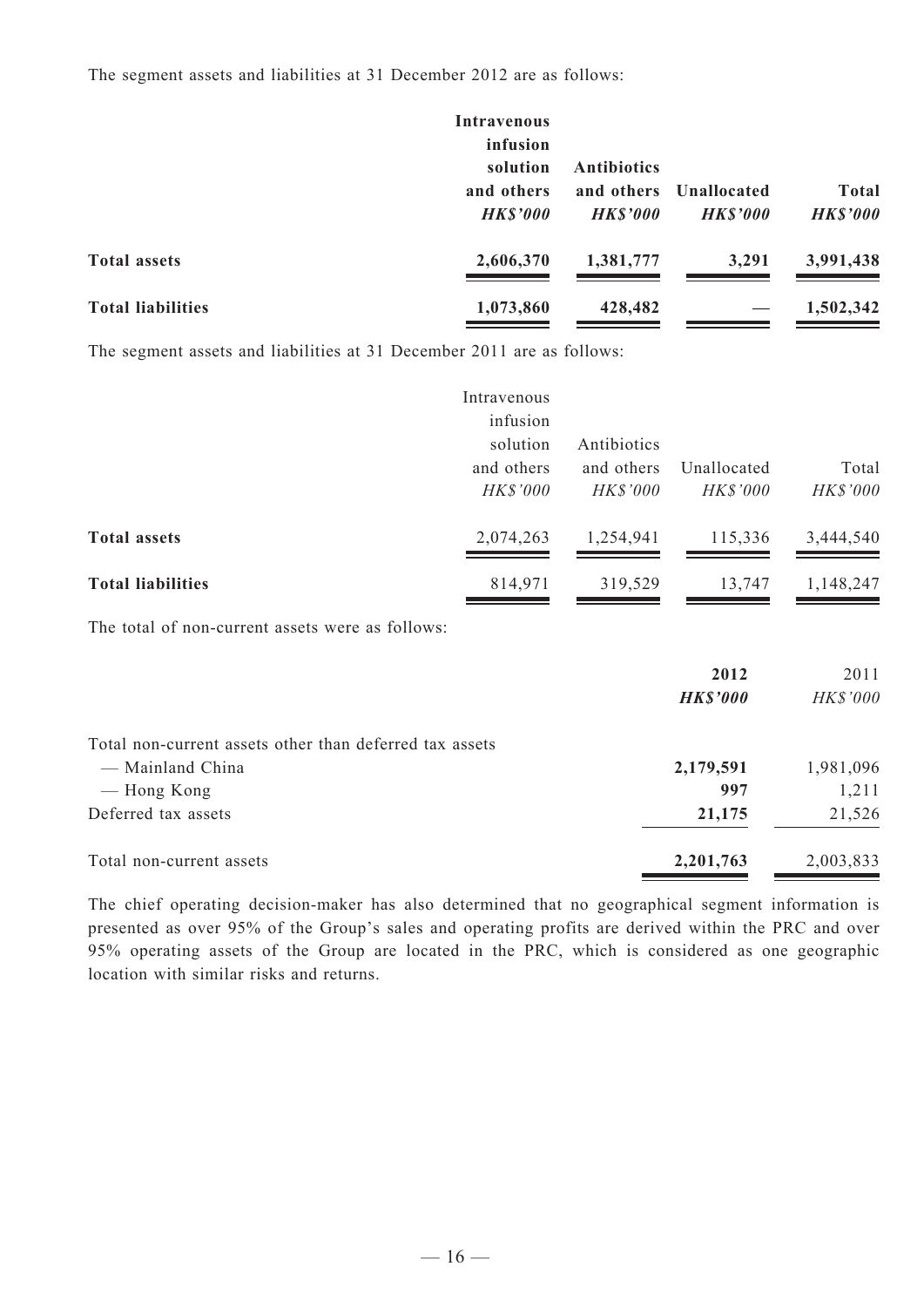The segment assets and liabilities at 31 December 2012 are as follows:

| | **Intravenous infusion solution and others** | **Antibiotics and others** | **Unallocated** | **Total** |
|---|---|---|---|---|
| | ***HK$'000*** | ***HK$'000*** | ***HK$'000*** | ***HK$'000*** |
| **Total assets** | **2,606,370** | **1,381,777** | **3,291** | **3,991,438** |
| **Total liabilities** | **1,073,860** | **428,482** | **—** | **1,502,342** |

The segment assets and liabilities at 31 December 2011 are as follows:

| | Intravenous infusion solution and others | Antibiotics and others | Unallocated | Total |
|---|---|---|---|---|
| | *HK$'000* | *HK$'000* | *HK$'000* | *HK$'000* |
| **Total assets** | 2,074,263 | 1,254,941 | 115,336 | 3,444,540 |
| **Total liabilities** | 814,971 | 319,529 | 13,747 | 1,148,247 |

The total of non-current assets were as follows:

| | **2012** | 2011 |
|---|---|---|
| | ***HK$'000*** | *HK$'000* |
| Total non-current assets other than deferred tax assets | | |
| — Mainland China | **2,179,591** | 1,981,096 |
| — Hong Kong | **997** | 1,211 |
| Deferred tax assets | **21,175** | 21,526 |
| Total non-current assets | **2,201,763** | 2,003,833 |

The chief operating decision-maker has also determined that no geographical segment information is presented as over 95% of the Group's sales and operating profits are derived within the PRC and over 95% operating assets of the Group are located in the PRC, which is considered as one geographic location with similar risks and returns.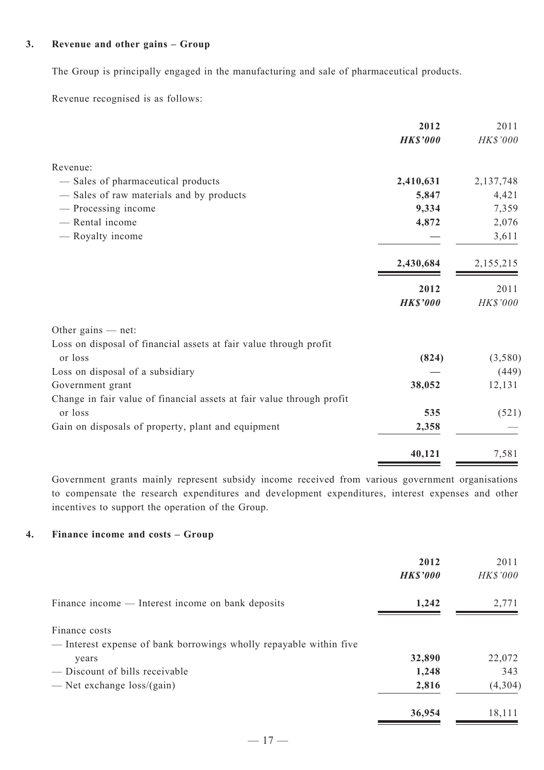## 3. Revenue and other gains – Group

The Group is principally engaged in the manufacturing and sale of pharmaceutical products.

Revenue recognised is as follows:

| | **2012** | 2011 |
|---|---|---|
| | ***HK$'000*** | *HK$'000* |
| Revenue: | | |
| — Sales of pharmaceutical products | **2,410,631** | 2,137,748 |
| — Sales of raw materials and by products | **5,847** | 4,421 |
| — Processing income | **9,334** | 7,359 |
| — Rental income | **4,872** | 2,076 |
| — Royalty income | **—** | 3,611 |
| | **2,430,684** | 2,155,215 |

| | **2012** | 2011 |
|---|---|---|
| | ***HK$'000*** | *HK$'000* |
| Other gains — net: | | |
| Loss on disposal of financial assets at fair value through profit or loss | **(824)** | (3,580) |
| Loss on disposal of a subsidiary | **—** | (449) |
| Government grant | **38,052** | 12,131 |
| Change in fair value of financial assets at fair value through profit or loss | **535** | (521) |
| Gain on disposals of property, plant and equipment | **2,358** | — |
| | **40,121** | 7,581 |

Government grants mainly represent subsidy income received from various government organisations to compensate the research expenditures and development expenditures, interest expenses and other incentives to support the operation of the Group.

## 4. Finance income and costs – Group

| | **2012** | 2011 |
|---|---|---|
| | ***HK$'000*** | *HK$'000* |
| Finance income — Interest income on bank deposits | **1,242** | 2,771 |
| Finance costs | | |
| — Interest expense of bank borrowings wholly repayable within five years | **32,890** | 22,072 |
| — Discount of bills receivable | **1,248** | 343 |
| — Net exchange loss/(gain) | **2,816** | (4,304) |
| | **36,954** | 18,111 |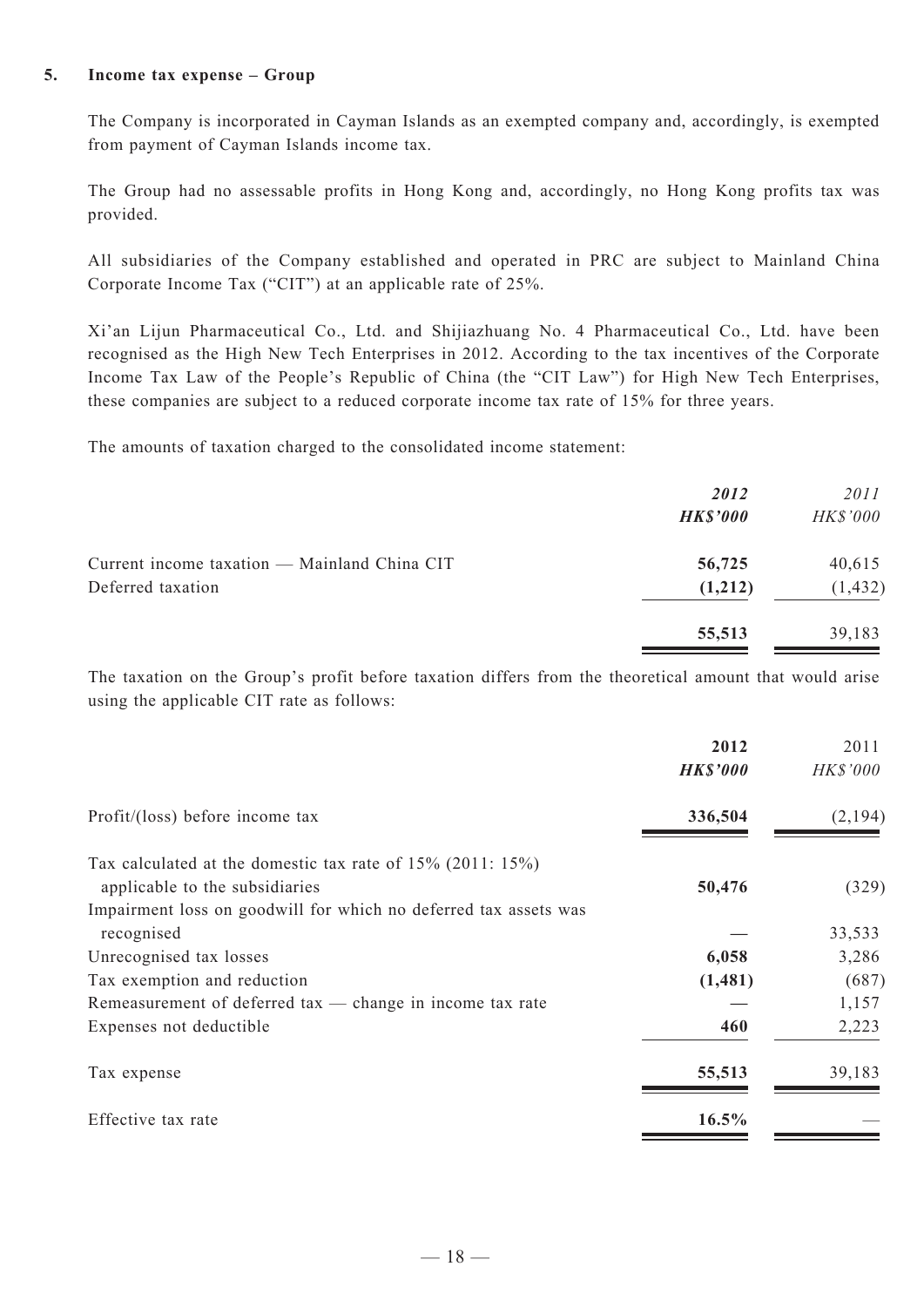## 5. Income tax expense – Group

The Company is incorporated in Cayman Islands as an exempted company and, accordingly, is exempted from payment of Cayman Islands income tax.

The Group had no assessable profits in Hong Kong and, accordingly, no Hong Kong profits tax was provided.

All subsidiaries of the Company established and operated in PRC are subject to Mainland China Corporate Income Tax ("CIT") at an applicable rate of 25%.

Xi'an Lijun Pharmaceutical Co., Ltd. and Shijiazhuang No. 4 Pharmaceutical Co., Ltd. have been recognised as the High New Tech Enterprises in 2012. According to the tax incentives of the Corporate Income Tax Law of the People's Republic of China (the "CIT Law") for High New Tech Enterprises, these companies are subject to a reduced corporate income tax rate of 15% for three years.

The amounts of taxation charged to the consolidated income statement:

| | ***2012*** | *2011* |
|---|---|---|
| | ***HK$'000*** | *HK$'000* |
| Current income taxation — Mainland China CIT | **56,725** | 40,615 |
| Deferred taxation | **(1,212)** | (1,432) |
| | **55,513** | 39,183 |

The taxation on the Group's profit before taxation differs from the theoretical amount that would arise using the applicable CIT rate as follows:

| | **2012** | 2011 |
|---|---|---|
| | ***HK$'000*** | *HK$'000* |
| Profit/(loss) before income tax | **336,504** | (2,194) |
| Tax calculated at the domestic tax rate of 15% (2011: 15%) applicable to the subsidiaries | **50,476** | (329) |
| Impairment loss on goodwill for which no deferred tax assets was recognised | **—** | 33,533 |
| Unrecognised tax losses | **6,058** | 3,286 |
| Tax exemption and reduction | **(1,481)** | (687) |
| Remeasurement of deferred tax — change in income tax rate | **—** | 1,157 |
| Expenses not deductible | **460** | 2,223 |
| Tax expense | **55,513** | 39,183 |
| Effective tax rate | **16.5%** | — |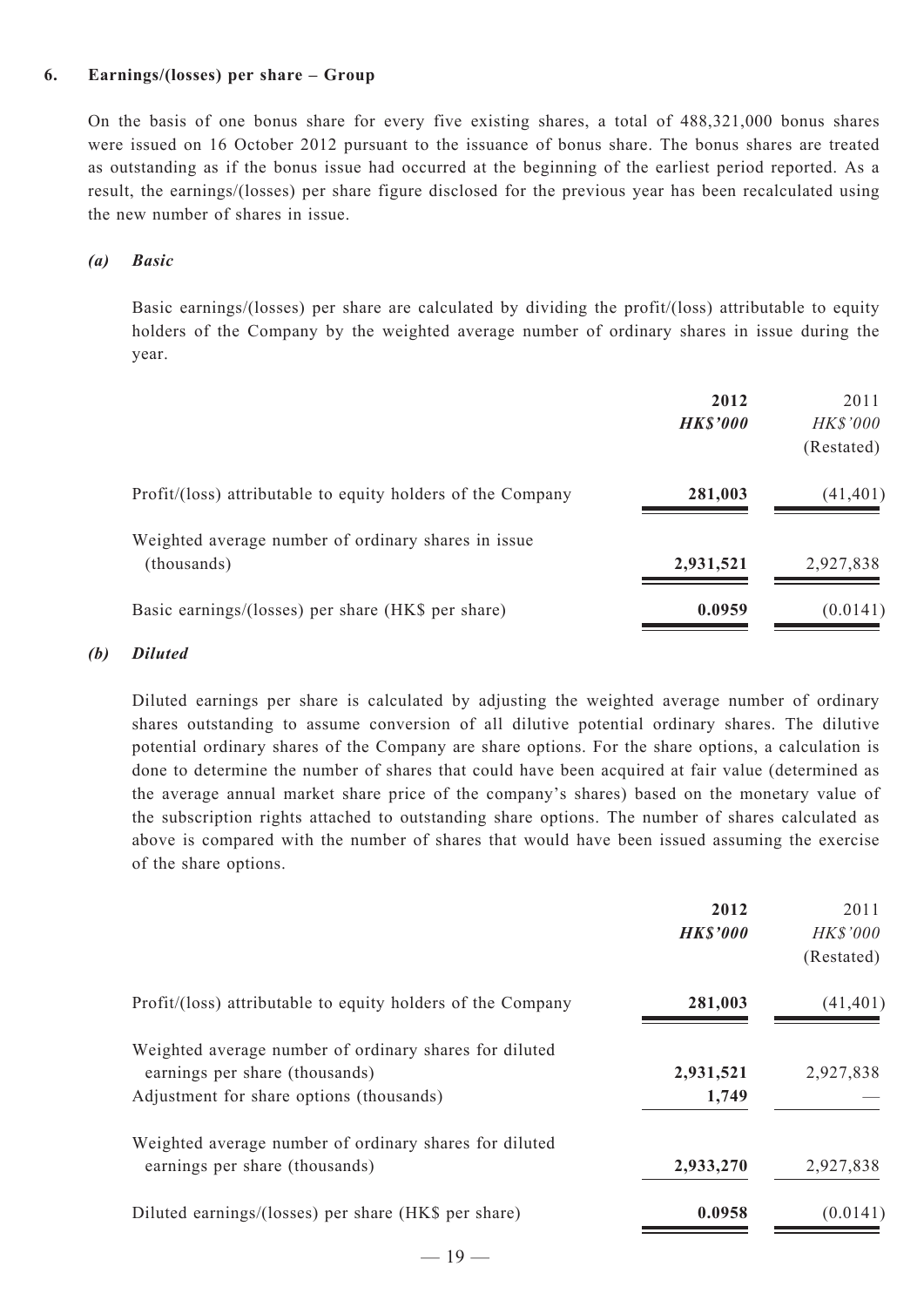**6. Earnings/(losses) per share – Group**

On the basis of one bonus share for every five existing shares, a total of 488,321,000 bonus shares were issued on 16 October 2012 pursuant to the issuance of bonus share. The bonus shares are treated as outstanding as if the bonus issue had occurred at the beginning of the earliest period reported. As a result, the earnings/(losses) per share figure disclosed for the previous year has been recalculated using the new number of shares in issue.

***(a) Basic***

Basic earnings/(losses) per share are calculated by dividing the profit/(loss) attributable to equity holders of the Company by the weighted average number of ordinary shares in issue during the year.

| | **2012** | 2011 |
|---|---|---|
| | ***HK$'000*** | *HK$'000* |
| | | (Restated) |
| Profit/(loss) attributable to equity holders of the Company | **281,003** | (41,401) |
| Weighted average number of ordinary shares in issue (thousands) | **2,931,521** | 2,927,838 |
| Basic earnings/(losses) per share (HK$ per share) | **0.0959** | (0.0141) |

***(b) Diluted***

Diluted earnings per share is calculated by adjusting the weighted average number of ordinary shares outstanding to assume conversion of all dilutive potential ordinary shares. The dilutive potential ordinary shares of the Company are share options. For the share options, a calculation is done to determine the number of shares that could have been acquired at fair value (determined as the average annual market share price of the company's shares) based on the monetary value of the subscription rights attached to outstanding share options. The number of shares calculated as above is compared with the number of shares that would have been issued assuming the exercise of the share options.

| | **2012** | 2011 |
|---|---|---|
| | ***HK$'000*** | *HK$'000* |
| | | (Restated) |
| Profit/(loss) attributable to equity holders of the Company | **281,003** | (41,401) |
| Weighted average number of ordinary shares for diluted earnings per share (thousands) | **2,931,521** | 2,927,838 |
| Adjustment for share options (thousands) | **1,749** | — |
| Weighted average number of ordinary shares for diluted earnings per share (thousands) | **2,933,270** | 2,927,838 |
| Diluted earnings/(losses) per share (HK$ per share) | **0.0958** | (0.0141) |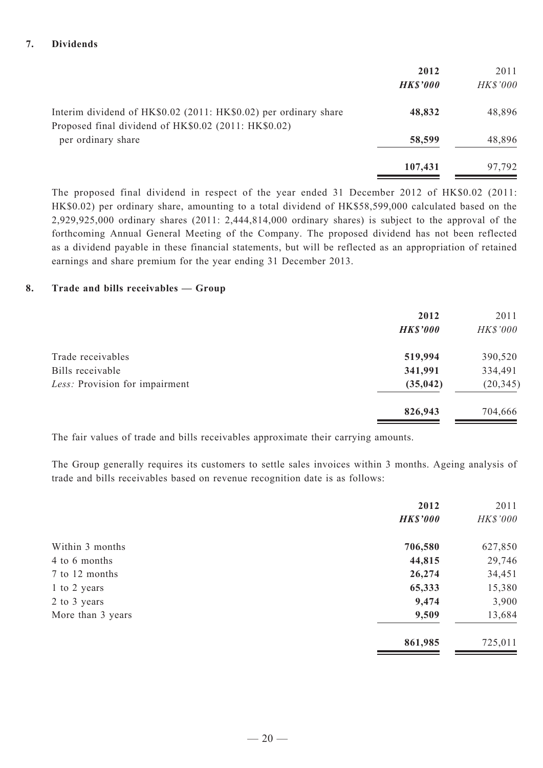## 7. Dividends

| | 2012 | 2011 |
|---|---|---|
| | ***HK$'000*** | *HK$'000* |
| Interim dividend of HK$0.02 (2011: HK$0.02) per ordinary share | **48,832** | 48,896 |
| Proposed final dividend of HK$0.02 (2011: HK$0.02) per ordinary share | **58,599** | 48,896 |
| | **107,431** | 97,792 |

The proposed final dividend in respect of the year ended 31 December 2012 of HK$0.02 (2011: HK$0.02) per ordinary share, amounting to a total dividend of HK$58,599,000 calculated based on the 2,929,925,000 ordinary shares (2011: 2,444,814,000 ordinary shares) is subject to the approval of the forthcoming Annual General Meeting of the Company. The proposed dividend has not been reflected as a dividend payable in these financial statements, but will be reflected as an appropriation of retained earnings and share premium for the year ending 31 December 2013.

## 8. Trade and bills receivables — Group

| | 2012 | 2011 |
|---|---|---|
| | ***HK$'000*** | *HK$'000* |
| Trade receivables | **519,994** | 390,520 |
| Bills receivable | **341,991** | 334,491 |
| *Less:* Provision for impairment | **(35,042)** | (20,345) |
| | **826,943** | 704,666 |

The fair values of trade and bills receivables approximate their carrying amounts.

The Group generally requires its customers to settle sales invoices within 3 months. Ageing analysis of trade and bills receivables based on revenue recognition date is as follows:

| | 2012 | 2011 |
|---|---|---|
| | ***HK$'000*** | *HK$'000* |
| Within 3 months | **706,580** | 627,850 |
| 4 to 6 months | **44,815** | 29,746 |
| 7 to 12 months | **26,274** | 34,451 |
| 1 to 2 years | **65,333** | 15,380 |
| 2 to 3 years | **9,474** | 3,900 |
| More than 3 years | **9,509** | 13,684 |
| | **861,985** | 725,011 |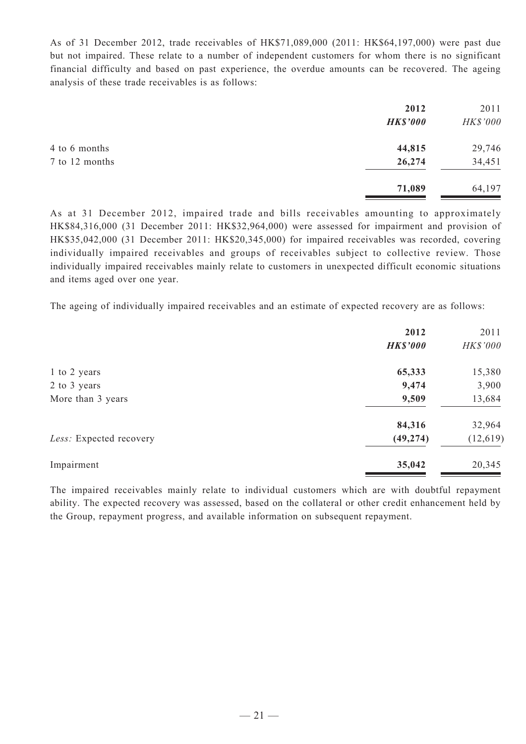As of 31 December 2012, trade receivables of HK$71,089,000 (2011: HK$64,197,000) were past due but not impaired. These relate to a number of independent customers for whom there is no significant financial difficulty and based on past experience, the overdue amounts can be recovered. The ageing analysis of these trade receivables is as follows:

| | **2012** | 2011 |
|---|---|---|
| | ***HK$'000*** | *HK$'000* |
| 4 to 6 months | **44,815** | 29,746 |
| 7 to 12 months | **26,274** | 34,451 |
| | **71,089** | 64,197 |

As at 31 December 2012, impaired trade and bills receivables amounting to approximately HK$84,316,000 (31 December 2011: HK$32,964,000) were assessed for impairment and provision of HK$35,042,000 (31 December 2011: HK$20,345,000) for impaired receivables was recorded, covering individually impaired receivables and groups of receivables subject to collective review. Those individually impaired receivables mainly relate to customers in unexpected difficult economic situations and items aged over one year.

The ageing of individually impaired receivables and an estimate of expected recovery are as follows:

| | **2012** | 2011 |
|---|---|---|
| | ***HK$'000*** | *HK$'000* |
| 1 to 2 years | **65,333** | 15,380 |
| 2 to 3 years | **9,474** | 3,900 |
| More than 3 years | **9,509** | 13,684 |
| | **84,316** | 32,964 |
| *Less:* Expected recovery | **(49,274)** | (12,619) |
| Impairment | **35,042** | 20,345 |

The impaired receivables mainly relate to individual customers which are with doubtful repayment ability. The expected recovery was assessed, based on the collateral or other credit enhancement held by the Group, repayment progress, and available information on subsequent repayment.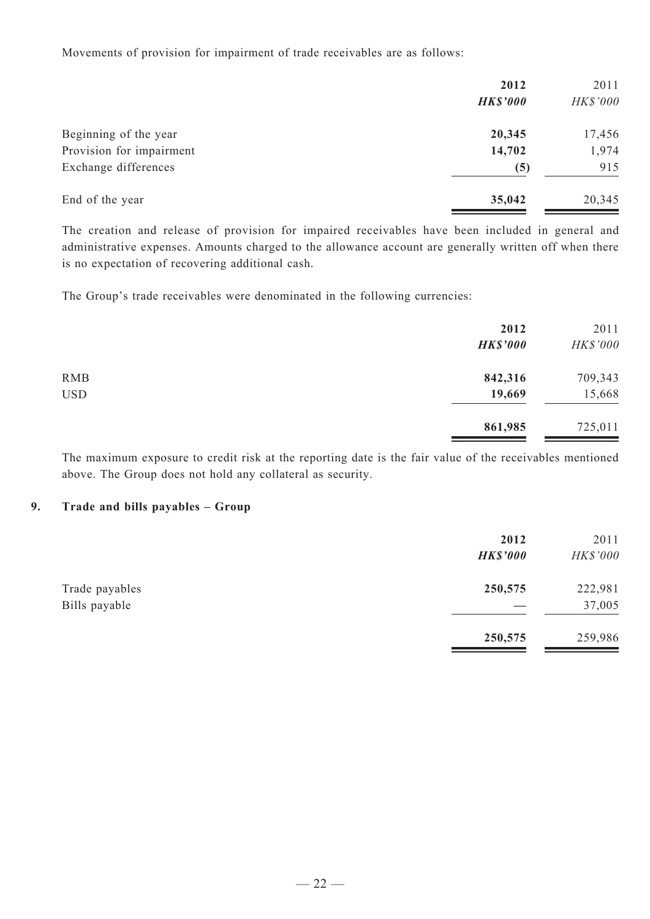Movements of provision for impairment of trade receivables are as follows:

| | **2012** | 2011 |
|---|---|---|
| | ***HK$'000*** | *HK$'000* |
| Beginning of the year | **20,345** | 17,456 |
| Provision for impairment | **14,702** | 1,974 |
| Exchange differences | **(5)** | 915 |
| End of the year | **35,042** | 20,345 |

The creation and release of provision for impaired receivables have been included in general and administrative expenses. Amounts charged to the allowance account are generally written off when there is no expectation of recovering additional cash.

The Group's trade receivables were denominated in the following currencies:

| | **2012** | 2011 |
|---|---|---|
| | ***HK$'000*** | *HK$'000* |
| RMB | **842,316** | 709,343 |
| USD | **19,669** | 15,668 |
| | **861,985** | 725,011 |

The maximum exposure to credit risk at the reporting date is the fair value of the receivables mentioned above. The Group does not hold any collateral as security.

## 9. Trade and bills payables – Group

| | **2012** | 2011 |
|---|---|---|
| | ***HK$'000*** | *HK$'000* |
| Trade payables | **250,575** | 222,981 |
| Bills payable | — | 37,005 |
| | **250,575** | 259,986 |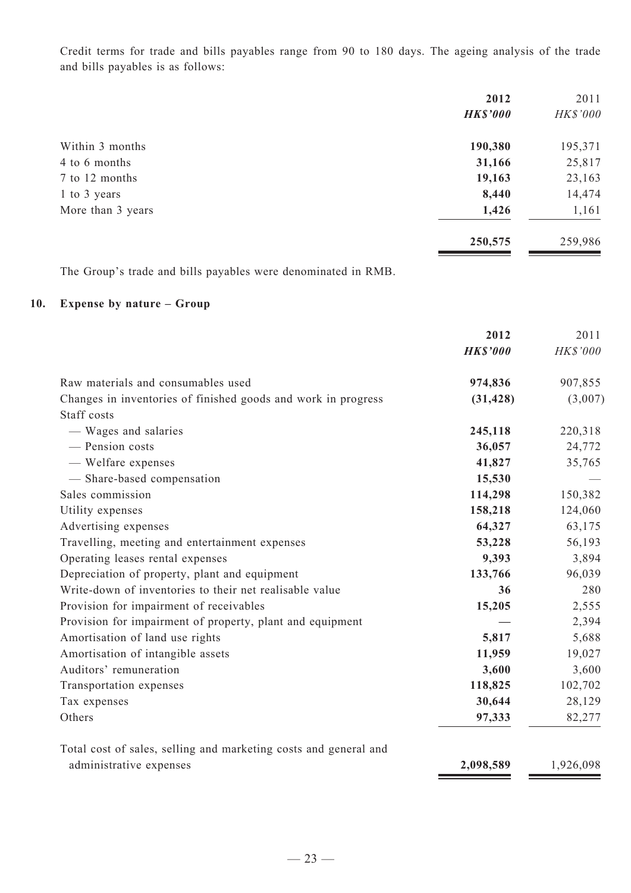Credit terms for trade and bills payables range from 90 to 180 days. The ageing analysis of the trade and bills payables is as follows:

| | 2012 | 2011 |
|---|---|---|
| | ***HK$'000*** | *HK$'000* |
| Within 3 months | **190,380** | 195,371 |
| 4 to 6 months | **31,166** | 25,817 |
| 7 to 12 months | **19,163** | 23,163 |
| 1 to 3 years | **8,440** | 14,474 |
| More than 3 years | **1,426** | 1,161 |
| | **250,575** | 259,986 |

The Group's trade and bills payables were denominated in RMB.

## 10. Expense by nature – Group

| | 2012 | 2011 |
|---|---|---|
| | ***HK$'000*** | *HK$'000* |
| Raw materials and consumables used | **974,836** | 907,855 |
| Changes in inventories of finished goods and work in progress | **(31,428)** | (3,007) |
| Staff costs | | |
| — Wages and salaries | **245,118** | 220,318 |
| — Pension costs | **36,057** | 24,772 |
| — Welfare expenses | **41,827** | 35,765 |
| — Share-based compensation | **15,530** | — |
| Sales commission | **114,298** | 150,382 |
| Utility expenses | **158,218** | 124,060 |
| Advertising expenses | **64,327** | 63,175 |
| Travelling, meeting and entertainment expenses | **53,228** | 56,193 |
| Operating leases rental expenses | **9,393** | 3,894 |
| Depreciation of property, plant and equipment | **133,766** | 96,039 |
| Write-down of inventories to their net realisable value | **36** | 280 |
| Provision for impairment of receivables | **15,205** | 2,555 |
| Provision for impairment of property, plant and equipment | **—** | 2,394 |
| Amortisation of land use rights | **5,817** | 5,688 |
| Amortisation of intangible assets | **11,959** | 19,027 |
| Auditors' remuneration | **3,600** | 3,600 |
| Transportation expenses | **118,825** | 102,702 |
| Tax expenses | **30,644** | 28,129 |
| Others | **97,333** | 82,277 |
| Total cost of sales, selling and marketing costs and general and administrative expenses | **2,098,589** | 1,926,098 |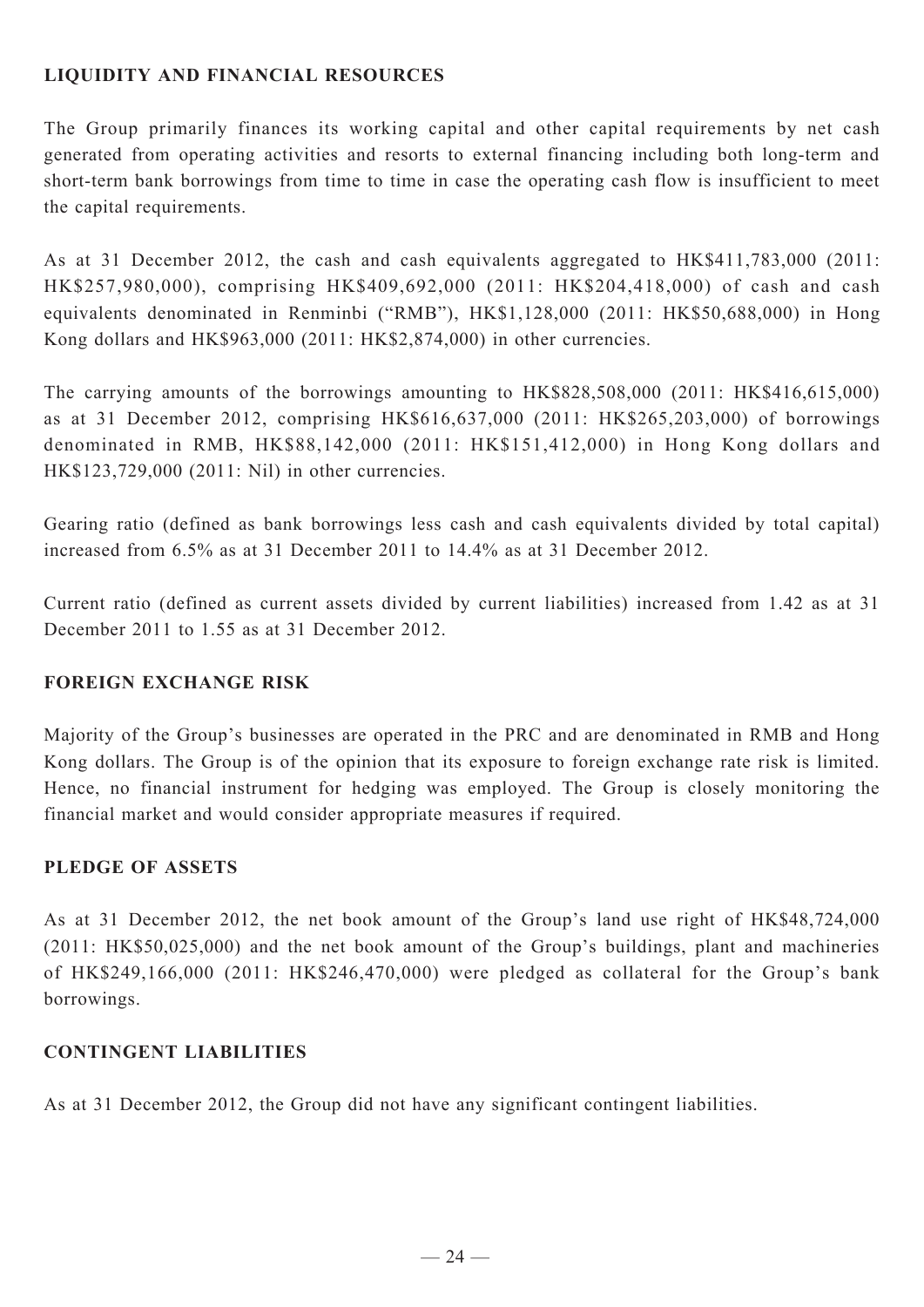## LIQUIDITY AND FINANCIAL RESOURCES

The Group primarily finances its working capital and other capital requirements by net cash generated from operating activities and resorts to external financing including both long-term and short-term bank borrowings from time to time in case the operating cash flow is insufficient to meet the capital requirements.

As at 31 December 2012, the cash and cash equivalents aggregated to HK$411,783,000 (2011: HK$257,980,000), comprising HK$409,692,000 (2011: HK$204,418,000) of cash and cash equivalents denominated in Renminbi ("RMB"), HK$1,128,000 (2011: HK$50,688,000) in Hong Kong dollars and HK$963,000 (2011: HK$2,874,000) in other currencies.

The carrying amounts of the borrowings amounting to HK$828,508,000 (2011: HK$416,615,000) as at 31 December 2012, comprising HK$616,637,000 (2011: HK$265,203,000) of borrowings denominated in RMB, HK$88,142,000 (2011: HK$151,412,000) in Hong Kong dollars and HK$123,729,000 (2011: Nil) in other currencies.

Gearing ratio (defined as bank borrowings less cash and cash equivalents divided by total capital) increased from 6.5% as at 31 December 2011 to 14.4% as at 31 December 2012.

Current ratio (defined as current assets divided by current liabilities) increased from 1.42 as at 31 December 2011 to 1.55 as at 31 December 2012.

## FOREIGN EXCHANGE RISK

Majority of the Group's businesses are operated in the PRC and are denominated in RMB and Hong Kong dollars. The Group is of the opinion that its exposure to foreign exchange rate risk is limited. Hence, no financial instrument for hedging was employed. The Group is closely monitoring the financial market and would consider appropriate measures if required.

## PLEDGE OF ASSETS

As at 31 December 2012, the net book amount of the Group's land use right of HK$48,724,000 (2011: HK$50,025,000) and the net book amount of the Group's buildings, plant and machineries of HK$249,166,000 (2011: HK$246,470,000) were pledged as collateral for the Group's bank borrowings.

## CONTINGENT LIABILITIES

As at 31 December 2012, the Group did not have any significant contingent liabilities.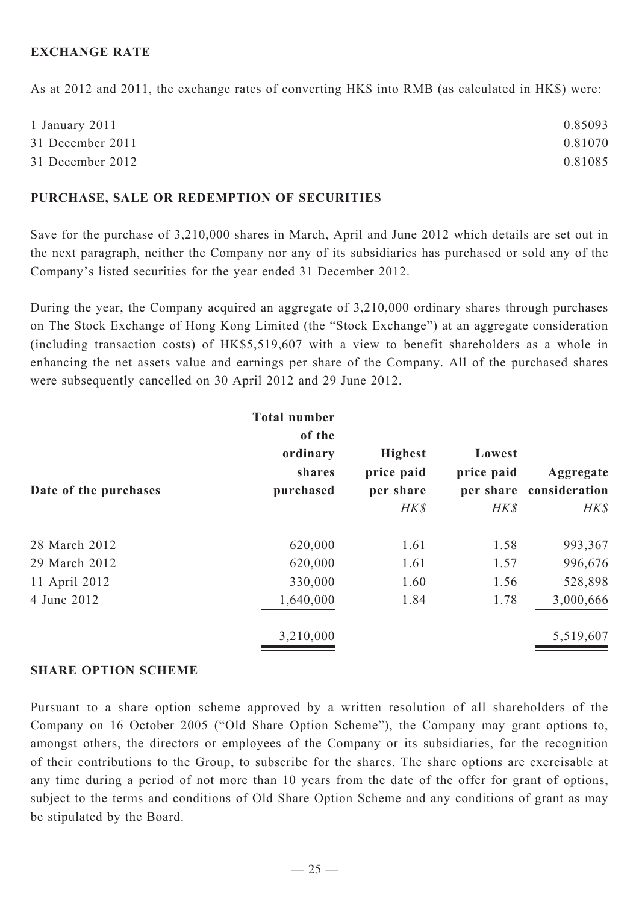## EXCHANGE RATE

As at 2012 and 2011, the exchange rates of converting HK$ into RMB (as calculated in HK$) were:

| | |
|---|---|
| 1 January 2011 | 0.85093 |
| 31 December 2011 | 0.81070 |
| 31 December 2012 | 0.81085 |

## PURCHASE, SALE OR REDEMPTION OF SECURITIES

Save for the purchase of 3,210,000 shares in March, April and June 2012 which details are set out in the next paragraph, neither the Company nor any of its subsidiaries has purchased or sold any of the Company's listed securities for the year ended 31 December 2012.

During the year, the Company acquired an aggregate of 3,210,000 ordinary shares through purchases on The Stock Exchange of Hong Kong Limited (the "Stock Exchange") at an aggregate consideration (including transaction costs) of HK$5,519,607 with a view to benefit shareholders as a whole in enhancing the net assets value and earnings per share of the Company. All of the purchased shares were subsequently cancelled on 30 April 2012 and 29 June 2012.

| Date of the purchases | Total number of the ordinary shares purchased | Highest price paid per share | Lowest price paid per share | Aggregate consideration |
|---|---|---|---|---|
| | | *HK$* | *HK$* | *HK$* |
| 28 March 2012 | 620,000 | 1.61 | 1.58 | 993,367 |
| 29 March 2012 | 620,000 | 1.61 | 1.57 | 996,676 |
| 11 April 2012 | 330,000 | 1.60 | 1.56 | 528,898 |
| 4 June 2012 | 1,640,000 | 1.84 | 1.78 | 3,000,666 |
| | 3,210,000 | | | 5,519,607 |

## SHARE OPTION SCHEME

Pursuant to a share option scheme approved by a written resolution of all shareholders of the Company on 16 October 2005 ("Old Share Option Scheme"), the Company may grant options to, amongst others, the directors or employees of the Company or its subsidiaries, for the recognition of their contributions to the Group, to subscribe for the shares. The share options are exercisable at any time during a period of not more than 10 years from the date of the offer for grant of options, subject to the terms and conditions of Old Share Option Scheme and any conditions of grant as may be stipulated by the Board.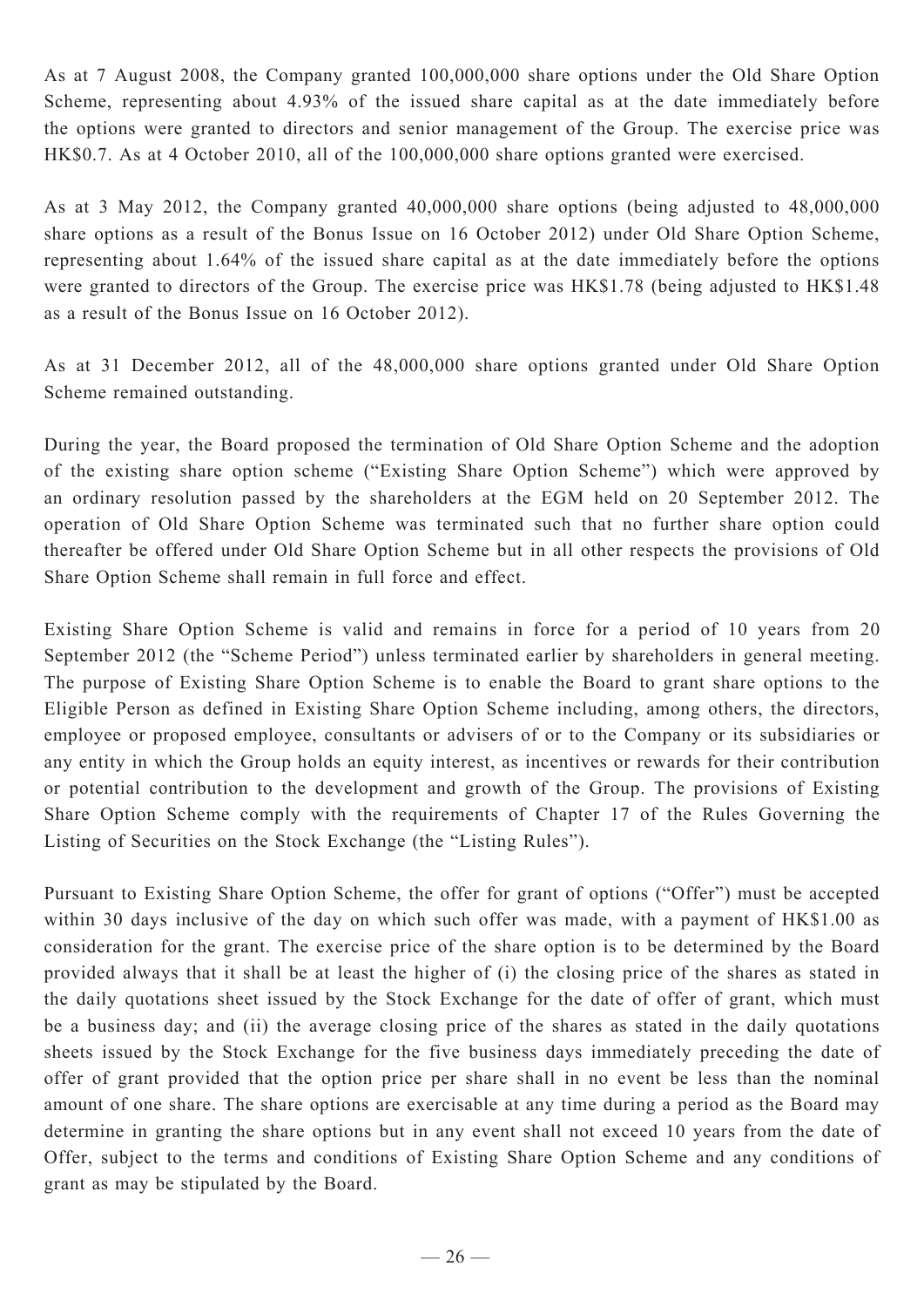As at 7 August 2008, the Company granted 100,000,000 share options under the Old Share Option Scheme, representing about 4.93% of the issued share capital as at the date immediately before the options were granted to directors and senior management of the Group. The exercise price was HK$0.7. As at 4 October 2010, all of the 100,000,000 share options granted were exercised.

As at 3 May 2012, the Company granted 40,000,000 share options (being adjusted to 48,000,000 share options as a result of the Bonus Issue on 16 October 2012) under Old Share Option Scheme, representing about 1.64% of the issued share capital as at the date immediately before the options were granted to directors of the Group. The exercise price was HK$1.78 (being adjusted to HK$1.48 as a result of the Bonus Issue on 16 October 2012).

As at 31 December 2012, all of the 48,000,000 share options granted under Old Share Option Scheme remained outstanding.

During the year, the Board proposed the termination of Old Share Option Scheme and the adoption of the existing share option scheme ("Existing Share Option Scheme") which were approved by an ordinary resolution passed by the shareholders at the EGM held on 20 September 2012. The operation of Old Share Option Scheme was terminated such that no further share option could thereafter be offered under Old Share Option Scheme but in all other respects the provisions of Old Share Option Scheme shall remain in full force and effect.

Existing Share Option Scheme is valid and remains in force for a period of 10 years from 20 September 2012 (the "Scheme Period") unless terminated earlier by shareholders in general meeting. The purpose of Existing Share Option Scheme is to enable the Board to grant share options to the Eligible Person as defined in Existing Share Option Scheme including, among others, the directors, employee or proposed employee, consultants or advisers of or to the Company or its subsidiaries or any entity in which the Group holds an equity interest, as incentives or rewards for their contribution or potential contribution to the development and growth of the Group. The provisions of Existing Share Option Scheme comply with the requirements of Chapter 17 of the Rules Governing the Listing of Securities on the Stock Exchange (the "Listing Rules").

Pursuant to Existing Share Option Scheme, the offer for grant of options ("Offer") must be accepted within 30 days inclusive of the day on which such offer was made, with a payment of HK$1.00 as consideration for the grant. The exercise price of the share option is to be determined by the Board provided always that it shall be at least the higher of (i) the closing price of the shares as stated in the daily quotations sheet issued by the Stock Exchange for the date of offer of grant, which must be a business day; and (ii) the average closing price of the shares as stated in the daily quotations sheets issued by the Stock Exchange for the five business days immediately preceding the date of offer of grant provided that the option price per share shall in no event be less than the nominal amount of one share. The share options are exercisable at any time during a period as the Board may determine in granting the share options but in any event shall not exceed 10 years from the date of Offer, subject to the terms and conditions of Existing Share Option Scheme and any conditions of grant as may be stipulated by the Board.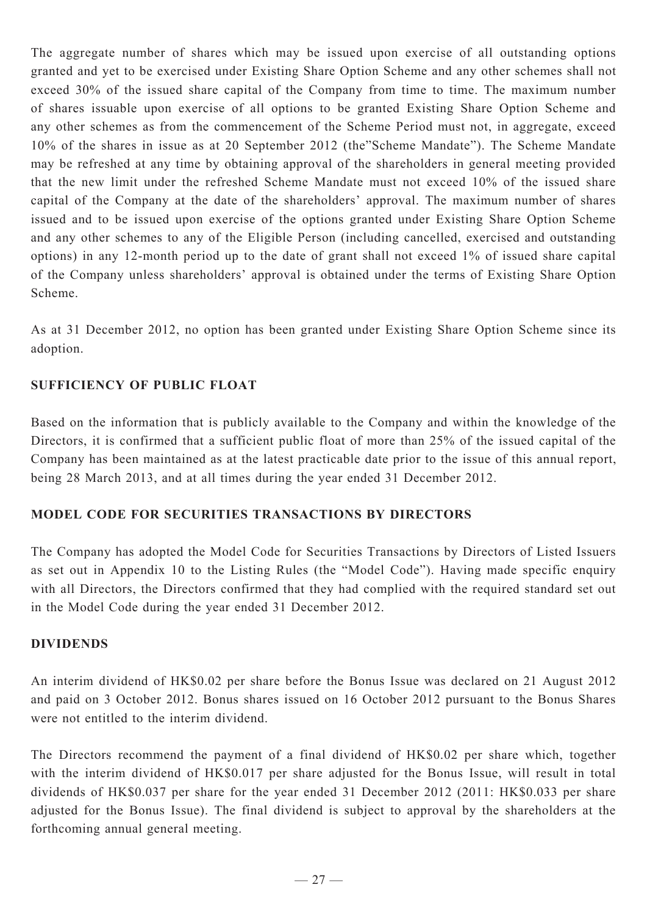The aggregate number of shares which may be issued upon exercise of all outstanding options granted and yet to be exercised under Existing Share Option Scheme and any other schemes shall not exceed 30% of the issued share capital of the Company from time to time. The maximum number of shares issuable upon exercise of all options to be granted Existing Share Option Scheme and any other schemes as from the commencement of the Scheme Period must not, in aggregate, exceed 10% of the shares in issue as at 20 September 2012 (the"Scheme Mandate"). The Scheme Mandate may be refreshed at any time by obtaining approval of the shareholders in general meeting provided that the new limit under the refreshed Scheme Mandate must not exceed 10% of the issued share capital of the Company at the date of the shareholders' approval. The maximum number of shares issued and to be issued upon exercise of the options granted under Existing Share Option Scheme and any other schemes to any of the Eligible Person (including cancelled, exercised and outstanding options) in any 12-month period up to the date of grant shall not exceed 1% of issued share capital of the Company unless shareholders' approval is obtained under the terms of Existing Share Option Scheme.

As at 31 December 2012, no option has been granted under Existing Share Option Scheme since its adoption.

## SUFFICIENCY OF PUBLIC FLOAT

Based on the information that is publicly available to the Company and within the knowledge of the Directors, it is confirmed that a sufficient public float of more than 25% of the issued capital of the Company has been maintained as at the latest practicable date prior to the issue of this annual report, being 28 March 2013, and at all times during the year ended 31 December 2012.

## MODEL CODE FOR SECURITIES TRANSACTIONS BY DIRECTORS

The Company has adopted the Model Code for Securities Transactions by Directors of Listed Issuers as set out in Appendix 10 to the Listing Rules (the "Model Code"). Having made specific enquiry with all Directors, the Directors confirmed that they had complied with the required standard set out in the Model Code during the year ended 31 December 2012.

## DIVIDENDS

An interim dividend of HK$0.02 per share before the Bonus Issue was declared on 21 August 2012 and paid on 3 October 2012. Bonus shares issued on 16 October 2012 pursuant to the Bonus Shares were not entitled to the interim dividend.

The Directors recommend the payment of a final dividend of HK$0.02 per share which, together with the interim dividend of HK$0.017 per share adjusted for the Bonus Issue, will result in total dividends of HK$0.037 per share for the year ended 31 December 2012 (2011: HK$0.033 per share adjusted for the Bonus Issue). The final dividend is subject to approval by the shareholders at the forthcoming annual general meeting.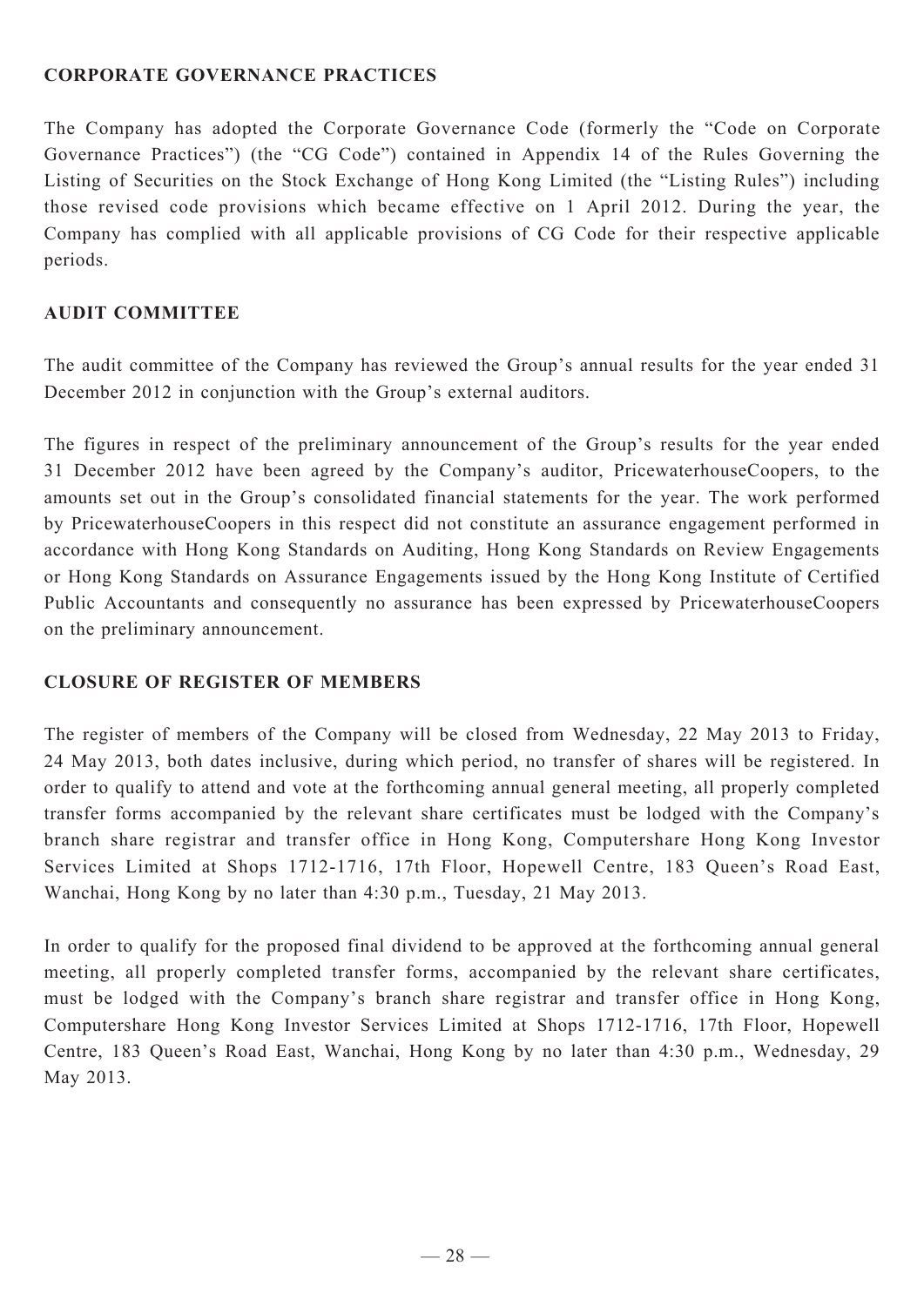## CORPORATE GOVERNANCE PRACTICES

The Company has adopted the Corporate Governance Code (formerly the "Code on Corporate Governance Practices") (the "CG Code") contained in Appendix 14 of the Rules Governing the Listing of Securities on the Stock Exchange of Hong Kong Limited (the "Listing Rules") including those revised code provisions which became effective on 1 April 2012. During the year, the Company has complied with all applicable provisions of CG Code for their respective applicable periods.

## AUDIT COMMITTEE

The audit committee of the Company has reviewed the Group's annual results for the year ended 31 December 2012 in conjunction with the Group's external auditors.

The figures in respect of the preliminary announcement of the Group's results for the year ended 31 December 2012 have been agreed by the Company's auditor, PricewaterhouseCoopers, to the amounts set out in the Group's consolidated financial statements for the year. The work performed by PricewaterhouseCoopers in this respect did not constitute an assurance engagement performed in accordance with Hong Kong Standards on Auditing, Hong Kong Standards on Review Engagements or Hong Kong Standards on Assurance Engagements issued by the Hong Kong Institute of Certified Public Accountants and consequently no assurance has been expressed by PricewaterhouseCoopers on the preliminary announcement.

## CLOSURE OF REGISTER OF MEMBERS

The register of members of the Company will be closed from Wednesday, 22 May 2013 to Friday, 24 May 2013, both dates inclusive, during which period, no transfer of shares will be registered. In order to qualify to attend and vote at the forthcoming annual general meeting, all properly completed transfer forms accompanied by the relevant share certificates must be lodged with the Company's branch share registrar and transfer office in Hong Kong, Computershare Hong Kong Investor Services Limited at Shops 1712-1716, 17th Floor, Hopewell Centre, 183 Queen's Road East, Wanchai, Hong Kong by no later than 4:30 p.m., Tuesday, 21 May 2013.

In order to qualify for the proposed final dividend to be approved at the forthcoming annual general meeting, all properly completed transfer forms, accompanied by the relevant share certificates, must be lodged with the Company's branch share registrar and transfer office in Hong Kong, Computershare Hong Kong Investor Services Limited at Shops 1712-1716, 17th Floor, Hopewell Centre, 183 Queen's Road East, Wanchai, Hong Kong by no later than 4:30 p.m., Wednesday, 29 May 2013.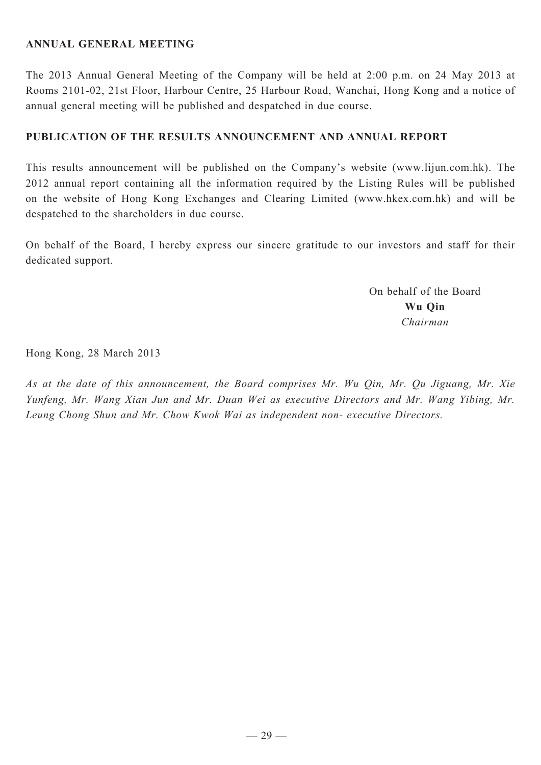## ANNUAL GENERAL MEETING

The 2013 Annual General Meeting of the Company will be held at 2:00 p.m. on 24 May 2013 at Rooms 2101-02, 21st Floor, Harbour Centre, 25 Harbour Road, Wanchai, Hong Kong and a notice of annual general meeting will be published and despatched in due course.

## PUBLICATION OF THE RESULTS ANNOUNCEMENT AND ANNUAL REPORT

This results announcement will be published on the Company's website (www.lijun.com.hk). The 2012 annual report containing all the information required by the Listing Rules will be published on the website of Hong Kong Exchanges and Clearing Limited (www.hkex.com.hk) and will be despatched to the shareholders in due course.

On behalf of the Board, I hereby express our sincere gratitude to our investors and staff for their dedicated support.

On behalf of the Board
**Wu Qin**
*Chairman*

Hong Kong, 28 March 2013

*As at the date of this announcement, the Board comprises Mr. Wu Qin, Mr. Qu Jiguang, Mr. Xie Yunfeng, Mr. Wang Xian Jun and Mr. Duan Wei as executive Directors and Mr. Wang Yibing, Mr. Leung Chong Shun and Mr. Chow Kwok Wai as independent non- executive Directors.*